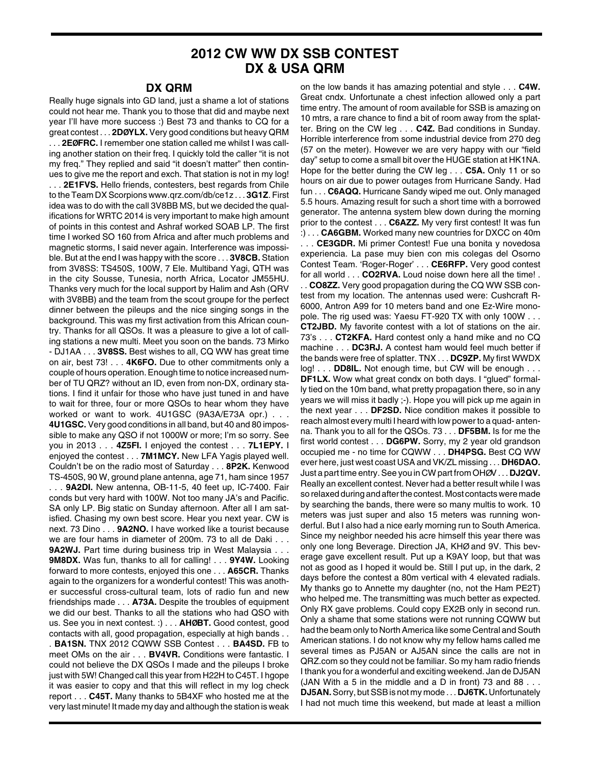# 2012 CW WW DX SSB CONTEST
# DX & USA QRM

## DX QRM

Really huge signals into GD land, just a shame a lot of stations could not hear me. Thank you to those that did and maybe next year I'll have more success :) Best 73 and thanks to CQ for a great contest . . . **2DØYLX.** Very good conditions but heavy QRM . . . **2EØFRC.** I remember one station called me whilst I was calling another station on their freq. I quickly told the caller "it is not my freq." They replied and said "it doesn't matter" then continues to give me the report and exch. That station is not in my log! . . . **2E1FVS.** Hello friends, contesters, best regards from Chile to the Team DX Scorpions www.qrz.com/db/ce1z . . . **3G1Z**. First idea was to do with the call 3V8BB MS, but we decided the qualifications for WRTC 2014 is very important to make high amount of points in this contest and Ashraf worked SOAB LP. The first time I worked SO 160 from Africa and after much problems and magnetic storms, I said never again. Interference was impossible. But at the end I was happy with the score . . . **3V8CB.** Station from 3V8SS: TS450S, 100W, 7 Ele. Multiband Yagi, QTH was in the city Sousse, Tunesia, north Africa, Locator JM55HU. Thanks very much for the local support by Halim and Ash (QRV with 3V8BB) and the team from the scout groupe for the perfect dinner between the pileups and the nice singing songs in the background. This was my first activation from this African country. Thanks for all QSOs. It was a pleasure to give a lot of calling stations a new multi. Meet you soon on the bands. 73 Mirko - DJ1AA . . . **3V8SS.** Best wishes to all, CQ WW has great time on air, best 73! . . . **4K6FO.** Due to other commitments only a couple of hours operation. Enough time to notice increased number of TU QRZ? without an ID, even from non-DX, ordinary stations. I find it unfair for those who have just tuned in and have to wait for three, four or more QSOs to hear whom they have worked or want to work. 4U1GSC (9A3A/E73A opr.) . . . **4U1GSC.** Very good conditions in all band, but 40 and 80 impossible to make any QSO if not 1000W or more; I'm so sorry. See you in 2013 . . . **4Z5FI.** I enjoyed the contest . . . **7L1EPY.** I enjoyed the contest . . . **7M1MCY.** New LFA Yagis played well. Couldn't be on the radio most of Saturday . . . **8P2K.** Kenwood TS-450S, 90 W, ground plane antenna, age 71, ham since 1957 . . . **9A2DI.** New antenna, OB-11-5, 40 feet up, IC-7400. Fair conds but very hard with 100W. Not too many JA's and Pacific. SA only LP. Big static on Sunday afternoon. After all I am satisfied. Chasing my own best score. Hear you next year. CW is next. 73 Dino . . . **9A2NO.** I have worked like a tourist because we are four hams in diameter of 200m. 73 to all de Daki . . . **9A2WJ.** Part time during business trip in West Malaysia . . . **9M8DX.** Was fun, thanks to all for calling! . . . **9Y4W.** Looking forward to more contests, enjoyed this one . . . **A65CR.** Thanks again to the organizers for a wonderful contest! This was another successful cross-cultural team, lots of radio fun and new friendships made . . . **A73A.** Despite the troubles of equipment we did our best. Thanks to all the stations who had QSO with us. See you in next contest. :) . . . **AHØBT.** Good contest, good contacts with all, good propagation, especially at high bands . . . **BA1SN.** TNX 2012 CQWW SSB Contest . . . **BA4SD.** FB to meet OMs on the air . . . **BV4VR.** Conditions were fantastic. I could not believe the DX QSOs I made and the pileups I broke just with 5W! Changed call this year from H22H to C45T. I hgope it was easier to copy and that this will reflect in my log check report . . . **C45T.** Many thanks to 5B4XF who hosted me at the very last minute! It made my day and although the station is weak on the low bands it has amazing potential and style . . . **C4W.** Great cndx. Unfortunate a chest infection allowed only a part time entry. The amount of room available for SSB is amazing on 10 mtrs, a rare chance to find a bit of room away from the splatter. Bring on the CW leg . . . **C4Z.** Bad conditions in Sunday. Horrible interference from some industrial device from 270 deg (57 on the meter). However we are very happy with our "field day" setup to come a small bit over the HUGE station at HK1NA. Hope for the better during the CW leg . . . **C5A.** Only 11 or so hours on air due to power outages from Hurricane Sandy. Had fun . . . **C6AQQ.** Hurricane Sandy wiped me out. Only managed 5.5 hours. Amazing result for such a short time with a borrowed generator. The antenna system blew down during the morning prior to the contest . . . **C6AZZ.** My very first contest! It was fun :) . . . **CA6GBM.** Worked many new countries for DXCC on 40m . . . **CE3GDR.** Mi primer Contest! Fue una bonita y novedosa experiencia. La pase muy bien con mis colegas del Osorno Contest Team. 'Roger-Roger' . . . **CE6RFP.** Very good contest for all world . . . **CO2RVA.** Loud noise down here all the time! . . . **CO8ZZ.** Very good propagation during the CQ WW SSB contest from my location. The antennas used were: Cushcraft R-6000, Antron A99 for 10 meters band and one Ez-Wire monopole. The rig used was: Yaesu FT-920 TX with only 100W . . . **CT2JBD.** My favorite contest with a lot of stations on the air. 73's . . . **CT2KFA.** Hard contest only a hand mike and no CQ machine . . . **DC3RJ.** A contest ham would feel much better if the bands were free of splatter. TNX . . . **DC9ZP.** My first WWDX log! . . . **DD8IL.** Not enough time, but CW will be enough . . . **DF1LX.** Wow what great condx on both days. I "glued" formally tied on the 10m band, what pretty propagation there, so in any years we will miss it badly ;-). Hope you will pick up me again in the next year . . . **DF2SD.** Nice condition makes it possible to reach almost every multi I heard with low power to a quad- antenna. Thank you to all for the QSOs. 73 . . . **DF5BM.** Is for me the first world contest . . . **DG6PW.** Sorry, my 2 year old grandson occupied me - no time for CQWW . . . **DH4PSG.** Best CQ WW ever here, just west coast USA and VK/ZL missing . . . **DH6DAO.** Just a part time entry. See you in CW part from OHØV . . . **DJ2QV.** Really an excellent contest. Never had a better result while I was so relaxed during and after the contest. Most contacts were made by searching the bands, there were so many multis to work. 10 meters was just super and also 15 meters was running wonderful. But I also had a nice early morning run to South America. Since my neighbor needed his acre himself this year there was only one long Beverage. Direction JA, KHØ and 9V. This beverage gave excellent result. Put up a K9AY loop, but that was not as good as I hoped it would be. Still I put up, in the dark, 2 days before the contest a 80m vertical with 4 elevated radials. My thanks go to Annette my daughter (no, not the Ham PE2T) who helped me. The transmitting was much better as expected. Only RX gave problems. Could copy EX2B only in second run. Only a shame that some stations were not running CQWW but had the beam only to North America like some Central and South American stations. I do not know why my fellow hams called me several times as PJ5AN or AJ5AN since the calls are not in QRZ.com so they could not be familiar. So my ham radio friends I thank you for a wonderful and exciting weekend. Jan de DJ5AN (JAN With a 5 in the middle and a D in front) 73 and 88 . . . **DJ5AN.** Sorry, but SSB is not my mode . . . **DJ6TK.** Unfortunately I had not much time this weekend, but made at least a million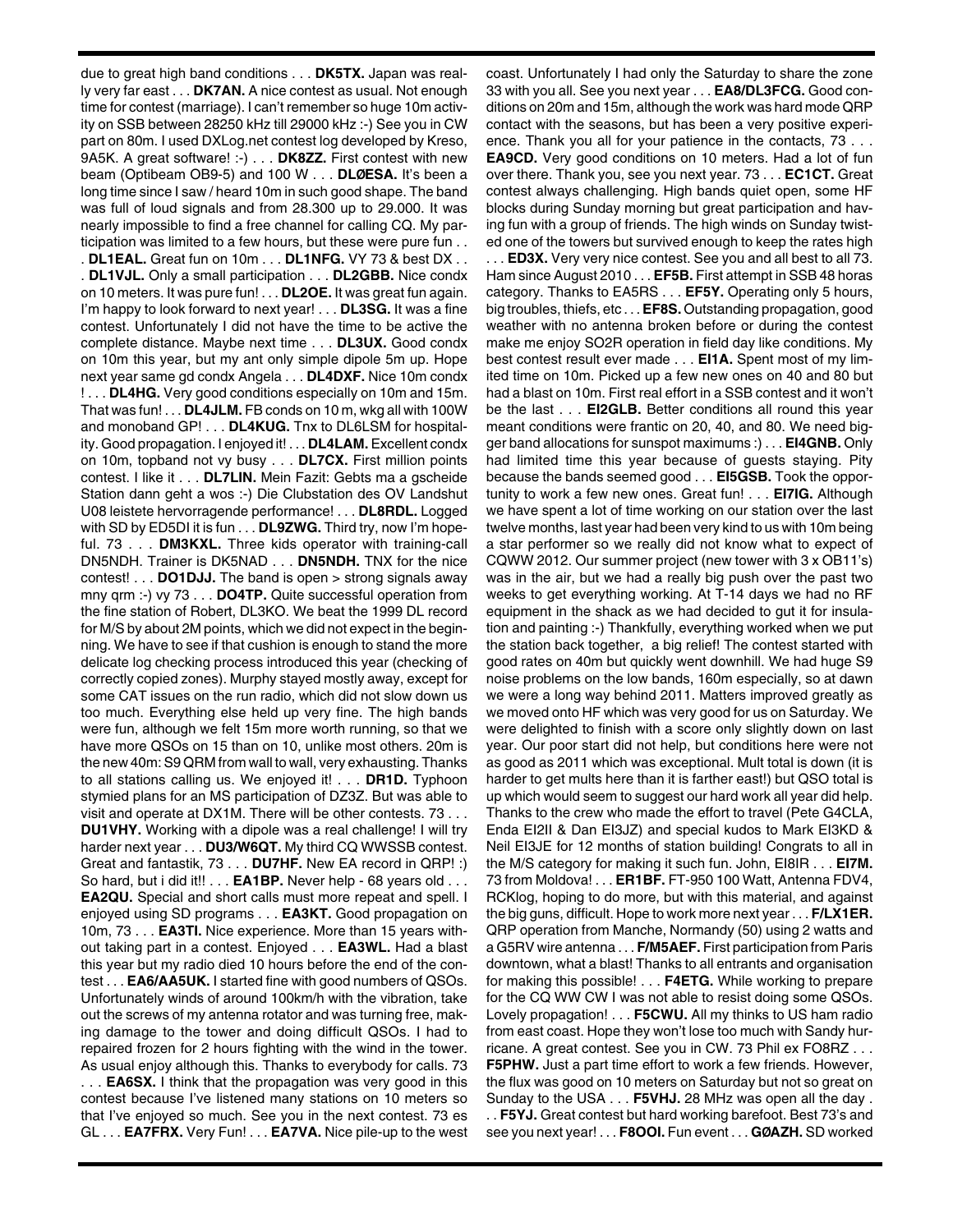due to great high band conditions . . . **DK5TX.** Japan was really very far east . . . **DK7AN.** A nice contest as usual. Not enough time for contest (marriage). I can't remember so huge 10m activity on SSB between 28250 kHz till 29000 kHz :-) See you in CW part on 80m. I used DXLog.net contest log developed by Kreso, 9A5K. A great software! :-) . . . **DK8ZZ.** First contest with new beam (Optibeam OB9-5) and 100 W . . . **DLØESA.** It's been a long time since I saw / heard 10m in such good shape. The band was full of loud signals and from 28.300 up to 29.000. It was nearly impossible to find a free channel for calling CQ. My participation was limited to a few hours, but these were pure fun . . . **DL1EAL.** Great fun on 10m . . . **DL1NFG.** VY 73 & best DX . . . **DL1VJL.** Only a small participation . . . **DL2GBB.** Nice condx on 10 meters. It was pure fun! . . . **DL2OE.** It was great fun again. I'm happy to look forward to next year! . . . **DL3SG.** It was a fine contest. Unfortunately I did not have the time to be active the complete distance. Maybe next time . . . **DL3UX.** Good condx on 10m this year, but my ant only simple dipole 5m up. Hope next year same gd condx Angela . . . **DL4DXF.** Nice 10m condx ! . . . **DL4HG.** Very good conditions especially on 10m and 15m. That was fun! . . . **DL4JLM.** FB conds on 10 m, wkg all with 100W and monoband GP! . . . **DL4KUG.** Tnx to DL6LSM for hospitality. Good propagation. I enjoyed it! . . . **DL4LAM.** Excellent condx on 10m, topband not vy busy . . . **DL7CX.** First million points contest. I like it . . . **DL7LIN.** Mein Fazit: Gebts ma a gscheide Station dann geht a wos :-) Die Clubstation des OV Landshut U08 leistete hervorragende performance! . . . **DL8RDL.** Logged with SD by ED5DI it is fun . . . **DL9ZWG.** Third try, now I'm hopeful. 73 . . . **DM3KXL.** Three kids operator with training-call DN5NDH. Trainer is DK5NAD . . . **DN5NDH.** TNX for the nice contest! . . . **DO1DJJ.** The band is open > strong signals away mny qrm :-) vy 73 . . . **DO4TP.** Quite successful operation from the fine station of Robert, DL3KO. We beat the 1999 DL record for M/S by about 2M points, which we did not expect in the beginning. We have to see if that cushion is enough to stand the more delicate log checking process introduced this year (checking of correctly copied zones). Murphy stayed mostly away, except for some CAT issues on the run radio, which did not slow down us too much. Everything else held up very fine. The high bands were fun, although we felt 15m more worth running, so that we have more QSOs on 15 than on 10, unlike most others. 20m is the new 40m: S9 QRM from wall to wall, very exhausting. Thanks to all stations calling us. We enjoyed it! . . . **DR1D.** Typhoon stymied plans for an MS participation of DZ3Z. But was able to visit and operate at DX1M. There will be other contests. 73 . . . **DU1VHY.** Working with a dipole was a real challenge! I will try harder next year . . . **DU3/W6QT.** My third CQ WWSSB contest. Great and fantastik, 73 . . . **DU7HF.** New EA record in QRP! :) So hard, but i did it!! . . . **EA1BP.** Never help - 68 years old . . . **EA2QU.** Special and short calls must more repeat and spell. I enjoyed using SD programs . . . **EA3KT.** Good propagation on 10m, 73 . . . **EA3TI.** Nice experience. More than 15 years without taking part in a contest. Enjoyed . . . **EA3WL.** Had a blast this year but my radio died 10 hours before the end of the contest . . . **EA6/AA5UK.** I started fine with good numbers of QSOs. Unfortunately winds of around 100km/h with the vibration, take out the screws of my antenna rotator and was turning free, making damage to the tower and doing difficult QSOs. I had to repaired frozen for 2 hours fighting with the wind in the tower. As usual enjoy although this. Thanks to everybody for calls. 73 . . . **EA6SX.** I think that the propagation was very good in this contest because I've listened many stations on 10 meters so that I've enjoyed so much. See you in the next contest. 73 es GL . . . **EA7FRX.** Very Fun! . . . **EA7VA.** Nice pile-up to the west coast. Unfortunately I had only the Saturday to share the zone 33 with you all. See you next year . . . **EA8/DL3FCG.** Good conditions on 20m and 15m, although the work was hard mode QRP contact with the seasons, but has been a very positive experience. Thank you all for your patience in the contacts, 73 . . . **EA9CD.** Very good conditions on 10 meters. Had a lot of fun over there. Thank you, see you next year. 73 . . . **EC1CT.** Great contest always challenging. High bands quiet open, some HF blocks during Sunday morning but great participation and having fun with a group of friends. The high winds on Sunday twisted one of the towers but survived enough to keep the rates high . . . **ED3X.** Very very nice contest. See you and all best to all 73. Ham since August 2010 . . . **EF5B.** First attempt in SSB 48 horas category. Thanks to EA5RS . . . **EF5Y.** Operating only 5 hours, big troubles, thiefs, etc . . . **EF8S.** Outstanding propagation, good weather with no antenna broken before or during the contest make me enjoy SO2R operation in field day like conditions. My best contest result ever made . . . **EI1A.** Spent most of my limited time on 10m. Picked up a few new ones on 40 and 80 but had a blast on 10m. First real effort in a SSB contest and it won't be the last . . . **EI2GLB.** Better conditions all round this year meant conditions were frantic on 20, 40, and 80. We need bigger band allocations for sunspot maximums :) . . . **EI4GNB.** Only had limited time this year because of guests staying. Pity because the bands seemed good . . . **EI5GSB.** Took the opportunity to work a few new ones. Great fun! . . . **EI7IG.** Although we have spent a lot of time working on our station over the last twelve months, last year had been very kind to us with 10m being a star performer so we really did not know what to expect of CQWW 2012. Our summer project (new tower with 3 x OB11's) was in the air, but we had a really big push over the past two weeks to get everything working. At T-14 days we had no RF equipment in the shack as we had decided to gut it for insulation and painting :-) Thankfully, everything worked when we put the station back together, a big relief! The contest started with good rates on 40m but quickly went downhill. We had huge S9 noise problems on the low bands, 160m especially, so at dawn we were a long way behind 2011. Matters improved greatly as we moved onto HF which was very good for us on Saturday. We were delighted to finish with a score only slightly down on last year. Our poor start did not help, but conditions here were not as good as 2011 which was exceptional. Mult total is down (it is harder to get mults here than it is farther east!) but QSO total is up which would seem to suggest our hard work all year did help. Thanks to the crew who made the effort to travel (Pete G4CLA, Enda EI2II & Dan EI3JZ) and special kudos to Mark EI3KD & Neil EI3JE for 12 months of station building! Congrats to all in the M/S category for making it such fun. John, EI8IR . . . **EI7M.** 73 from Moldova! . . . **ER1BF.** FT-950 100 Watt, Antenna FDV4, RCKlog, hoping to do more, but with this material, and against the big guns, difficult. Hope to work more next year . . . **F/LX1ER.** QRP operation from Manche, Normandy (50) using 2 watts and a G5RV wire antenna . . . **F/M5AEF.** First participation from Paris downtown, what a blast! Thanks to all entrants and organisation for making this possible! . . . **F4ETG.** While working to prepare for the CQ WW CW I was not able to resist doing some QSOs. Lovely propagation! . . . **F5CWU.** All my thinks to US ham radio from east coast. Hope they won't lose too much with Sandy hurricane. A great contest. See you in CW. 73 Phil ex FO8RZ . . . **F5PHW.** Just a part time effort to work a few friends. However, the flux was good on 10 meters on Saturday but not so great on Sunday to the USA . . . **F5VHJ.** 28 MHz was open all the day . . . **F5YJ.** Great contest but hard working barefoot. Best 73's and see you next year! . . . **F8OOI.** Fun event . . . **GØAZH.** SD worked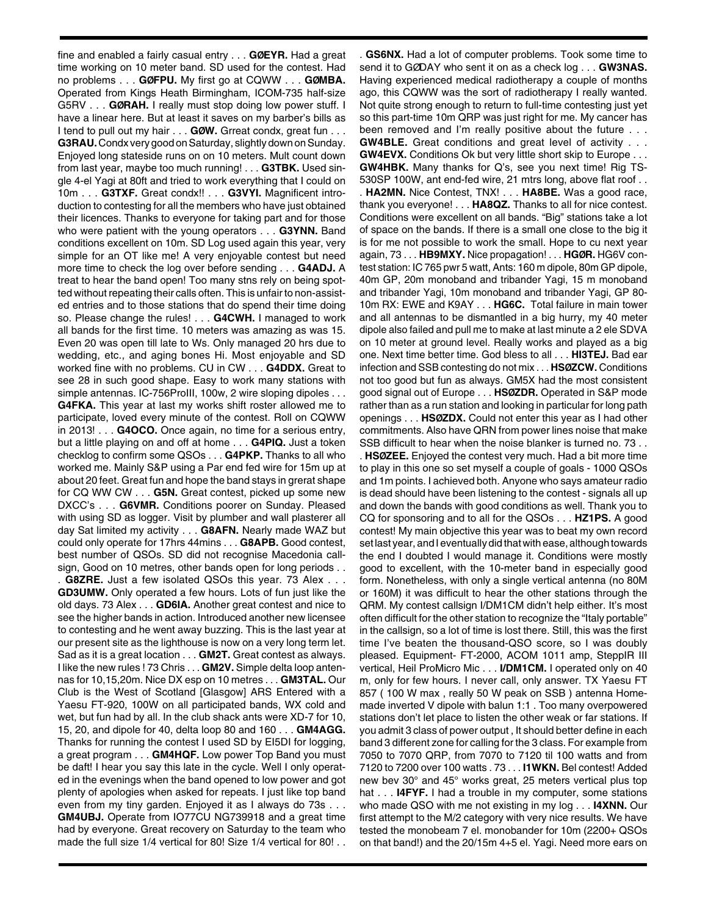fine and enabled a fairly casual entry . . . **GØEYR.** Had a great time working on 10 meter band. SD used for the contest. Had no problems . . . **GØFPU.** My first go at CQWW . . . **GØMBA.** Operated from Kings Heath Birmingham, ICOM-735 half-size G5RV . . . **GØRAH.** I really must stop doing low power stuff. I have a linear here. But at least it saves on my barber's bills as I tend to pull out my hair . . . **GØW.** Grreat condx, great fun . . . **G3RAU.** Condx very good on Saturday, slightly down on Sunday. Enjoyed long stateside runs on on 10 meters. Mult count down from last year, maybe too much running! . . . **G3TBK.** Used single 4-el Yagi at 80ft and tried to work everything that I could on 10m . . . **G3TXF.** Great condx!! . . . **G3VYI.** Magnificent introduction to contesting for all the members who have just obtained their licences. Thanks to everyone for taking part and for those who were patient with the young operators . . . **G3YNN.** Band conditions excellent on 10m. SD Log used again this year, very simple for an OT like me! A very enjoyable contest but need more time to check the log over before sending . . . **G4ADJ.** A treat to hear the band open! Too many stns rely on being spotted without repeating their calls often. This is unfair to non-assisted entries and to those stations that do spend their time doing so. Please change the rules! . . . **G4CWH.** I managed to work all bands for the first time. 10 meters was amazing as was 15. Even 20 was open till late to Ws. Only managed 20 hrs due to wedding, etc., and aging bones Hi. Most enjoyable and SD worked fine with no problems. CU in CW . . . **G4DDX.** Great to see 28 in such good shape. Easy to work many stations with simple antennas. IC-756ProIII, 100w, 2 wire sloping dipoles . . . **G4FKA.** This year at last my works shift roster allowed me to participate, loved every minute of the contest. Roll on CQWW in 2013! . . . **G4OCO.** Once again, no time for a serious entry, but a little playing on and off at home . . . **G4PIQ.** Just a token checklog to confirm some QSOs . . . **G4PKP.** Thanks to all who worked me. Mainly S&P using a Par end fed wire for 15m up at about 20 feet. Great fun and hope the band stays in grerat shape for CQ WW CW . . . **G5N.** Great contest, picked up some new DXCC's . . . **G6VMR.** Conditions poorer on Sunday. Pleased with using SD as logger. Visit by plumber and wall plasterer all day Sat limited my activity . . . **G8AFN.** Nearly made WAZ but could only operate for 17hrs 44mins . . . **G8APB.** Good contest, best number of QSOs. SD did not recognise Macedonia callsign, Good on 10 metres, other bands open for long periods . . . **G8ZRE.** Just a few isolated QSOs this year. 73 Alex . . . **GD3UMW.** Only operated a few hours. Lots of fun just like the old days. 73 Alex . . . **GD6IA.** Another great contest and nice to see the higher bands in action. Introduced another new licensee to contesting and he went away buzzing. This is the last year at our present site as the lighthouse is now on a very long term let. Sad as it is a great location . . . **GM2T.** Great contest as always. I like the new rules ! 73 Chris . . . **GM2V.** Simple delta loop antennas for 10,15,20m. Nice DX esp on 10 metres . . . **GM3TAL.** Our Club is the West of Scotland [Glasgow] ARS Entered with a Yaesu FT-920, 100W on all participated bands, WX cold and wet, but fun had by all. In the club shack ants were XD-7 for 10, 15, 20, and dipole for 40, delta loop 80 and 160 . . . **GM4AGG.** Thanks for running the contest I used SD by EI5DI for logging, a great program . . . **GM4HQF.** Low power Top Band you must be daft! I hear you say this late in the cycle. Well I only operated in the evenings when the band opened to low power and got plenty of apologies when asked for repeats. I just like top band even from my tiny garden. Enjoyed it as I always do 73s . . . **GM4UBJ.** Operate from IO77CU NG739918 and a great time had by everyone. Great recovery on Saturday to the team who made the full size 1/4 vertical for 80! Size 1/4 vertical for 80! . . . **GS6NX.** Had a lot of computer problems. Took some time to send it to GØDAY who sent it on as a check log . . . **GW3NAS.** Having experienced medical radiotherapy a couple of months ago, this CQWW was the sort of radiotherapy I really wanted. Not quite strong enough to return to full-time contesting just yet so this part-time 10m QRP was just right for me. My cancer has been removed and I'm really positive about the future . . . **GW4BLE.** Great conditions and great level of activity . . . **GW4EVX.** Conditions Ok but very little short skip to Europe . . . **GW4HBK.** Many thanks for Q's, see you next time! Rig TS-530SP 100W, ant end-fed wire, 21 mtrs long, above flat roof . . . **HA2MN.** Nice Contest, TNX! . . . **HA8BE.** Was a good race, thank you everyone! . . . **HA8QZ.** Thanks to all for nice contest. Conditions were excellent on all bands. "Big" stations take a lot of space on the bands. If there is a small one close to the big it is for me not possible to work the small. Hope to cu next year again, 73 . . . **HB9MXY.** Nice propagation! . . . **HGØR.** HG6V contest station: IC 765 pwr 5 watt, Ants: 160 m dipole, 80m GP dipole, 40m GP, 20m monoband and tribander Yagi, 15 m monoband and tribander Yagi, 10m monoband and tribander Yagi, GP 80-10m RX: EWE and K9AY . . . **HG6C.** Total failure in main tower and all antennas to be dismantled in a big hurry, my 40 meter dipole also failed and pull me to make at last minute a 2 ele SDVA on 10 meter at ground level. Really works and played as a big one. Next time better time. God bless to all . . . **HI3TEJ.** Bad ear infection and SSB contesting do not mix . . . **HSØZCW.** Conditions not too good but fun as always. GM5X had the most consistent good signal out of Europe . . . **HSØZDR.** Operated in S&P mode rather than as a run station and looking in particular for long path openings . . . **HSØZDX.** Could not enter this year as I had other commitments. Also have QRN from power lines noise that make SSB difficult to hear when the noise blanker is turned no. 73 . . . **HSØZEE.** Enjoyed the contest very much. Had a bit more time to play in this one so set myself a couple of goals - 1000 QSOs and 1m points. I achieved both. Anyone who says amateur radio is dead should have been listening to the contest - signals all up and down the bands with good conditions as well. Thank you to CQ for sponsoring and to all for the QSOs . . . **HZ1PS.** A good contest! My main objective this year was to beat my own record set last year, and I eventually did that with ease, although towards the end I doubted I would manage it. Conditions were mostly good to excellent, with the 10-meter band in especially good form. Nonetheless, with only a single vertical antenna (no 80M or 160M) it was difficult to hear the other stations through the QRM. My contest callsign I/DM1CM didn't help either. It's most often difficult for the other station to recognize the "Italy portable" in the callsign, so a lot of time is lost there. Still, this was the first time I've beaten the thousand-QSO score, so I was doubly pleased. Equipment- FT-2000, ACOM 1011 amp, SteppIR III vertical, Heil ProMicro Mic . . . **I/DM1CM.** I operated only on 40 m, only for few hours. I never call, only answer. TX Yaesu FT 857 ( 100 W max , really 50 W peak on SSB ) antenna Homemade inverted V dipole with balun 1:1 . Too many overpowered stations don't let place to listen the other weak or far stations. If you admit 3 class of power output , It should better define in each band 3 different zone for calling for the 3 class. For example from 7050 to 7070 QRP, from 7070 to 7120 til 100 watts and from 7120 to 7200 over 100 watts . 73 . . . **I1WKN.** Bel contest! Added new bev 30° and 45° works great, 25 meters vertical plus top hat . . . **I4FYF.** I had a trouble in my computer, some stations who made QSO with me not existing in my log . . . **I4XNN.** Our first attempt to the M/2 category with very nice results. We have tested the monobeam 7 el. monobander for 10m (2200+ QSOs on that band!) and the 20/15m 4+5 el. Yagi. Need more ears on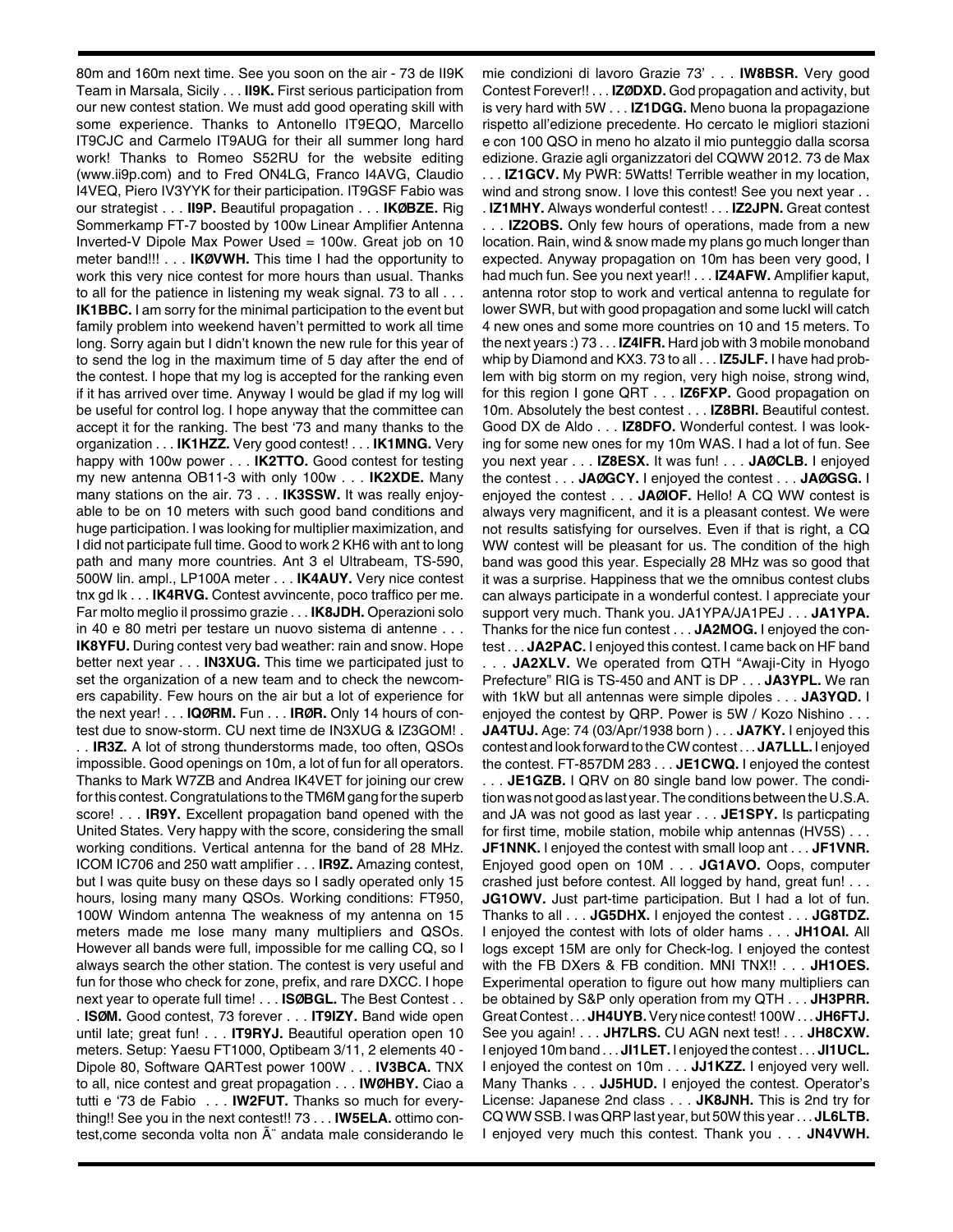80m and 160m next time. See you soon on the air - 73 de II9K Team in Marsala, Sicily . . . **II9K.** First serious participation from our new contest station. We must add good operating skill with some experience. Thanks to Antonello IT9EQO, Marcello IT9CJC and Carmelo IT9AUG for their all summer long hard work! Thanks to Romeo S52RU for the website editing (www.ii9p.com) and to Fred ON4LG, Franco I4AVG, Claudio I4VEQ, Piero IV3YYK for their participation. IT9GSF Fabio was our strategist . . . **II9P.** Beautiful propagation . . . **IKØBZE.** Rig Sommerkamp FT-7 boosted by 100w Linear Amplifier Antenna Inverted-V Dipole Max Power Used = 100w. Great job on 10 meter band!!! . . . **IKØVWH.** This time I had the opportunity to work this very nice contest for more hours than usual. Thanks to all for the patience in listening my weak signal. 73 to all . . . **IK1BBC.** I am sorry for the minimal participation to the event but family problem into weekend haven't permitted to work all time long. Sorry again but I didn't known the new rule for this year of to send the log in the maximum time of 5 day after the end of the contest. I hope that my log is accepted for the ranking even if it has arrived over time. Anyway I would be glad if my log will be useful for control log. I hope anyway that the committee can accept it for the ranking. The best '73 and many thanks to the organization . . . **IK1HZZ.** Very good contest! . . . **IK1MNG.** Very happy with 100w power . . . **IK2TTO.** Good contest for testing my new antenna OB11-3 with only 100w . . . **IK2XDE.** Many many stations on the air. 73 . . . **IK3SSW.** It was really enjoyable to be on 10 meters with such good band conditions and huge participation. I was looking for multiplier maximization, and I did not participate full time. Good to work 2 KH6 with ant to long path and many more countries. Ant 3 el Ultrabeam, TS-590, 500W lin. ampl., LP100A meter . . . **IK4AUY.** Very nice contest tnx gd lk . . . **IK4RVG.** Contest avvincente, poco traffico per me. Far molto meglio il prossimo grazie . . . **IK8JDH.** Operazioni solo in 40 e 80 metri per testare un nuovo sistema di antenne . . . **IK8YFU.** During contest very bad weather: rain and snow. Hope better next year . . . **IN3XUG.** This time we participated just to set the organization of a new team and to check the newcomers capability. Few hours on the air but a lot of experience for the next year! . . . **IQØRM.** Fun . . . **IRØR.** Only 14 hours of contest due to snow-storm. CU next time de IN3XUG & IZ3GOM! . . . **IR3Z.** A lot of strong thunderstorms made, too often, QSOs impossible. Good openings on 10m, a lot of fun for all operators. Thanks to Mark W7ZB and Andrea IK4VET for joining our crew for this contest. Congratulations to the TM6M gang for the superb score! . . . **IR9Y.** Excellent propagation band opened with the United States. Very happy with the score, considering the small working conditions. Vertical antenna for the band of 28 MHz. ICOM IC706 and 250 watt amplifier . . . **IR9Z.** Amazing contest, but I was quite busy on these days so I sadly operated only 15 hours, losing many many QSOs. Working conditions: FT950, 100W Windom antenna The weakness of my antenna on 15 meters made me lose many many multipliers and QSOs. However all bands were full, impossible for me calling CQ, so I always search the other station. The contest is very useful and fun for those who check for zone, prefix, and rare DXCC. I hope next year to operate full time! . . . **ISØBGL.** The Best Contest . . . **ISØM.** Good contest, 73 forever . . . **IT9IZY.** Band wide open until late; great fun! . . . **IT9RYJ.** Beautiful operation open 10 meters. Setup: Yaesu FT1000, Optibeam 3/11, 2 elements 40 - Dipole 80, Software QARTest power 100W . . . **IV3BCA.** TNX to all, nice contest and great propagation . . . **IWØHBY.** Ciao a tutti e '73 de Fabio . . . **IW2FUT.** Thanks so much for everything!! See you in the next contest!! 73 . . . **IW5ELA.** ottimo contest,come seconda volta non Ã¨ andata male considerando le mie condizioni di lavoro Grazie 73' . . . **IW8BSR.** Very good Contest Forever!! . . . **IZØDXD.** God propagation and activity, but is very hard with 5W . . . **IZ1DGG.** Meno buona la propagazione rispetto all'edizione precedente. Ho cercato le migliori stazioni e con 100 QSO in meno ho alzato il mio punteggio dalla scorsa edizione. Grazie agli organizzatori del CQWW 2012. 73 de Max . . . **IZ1GCV.** My PWR: 5Watts! Terrible weather in my location, wind and strong snow. I love this contest! See you next year . . . **IZ1MHY.** Always wonderful contest! . . . **IZ2JPN.** Great contest . . . **IZ2OBS.** Only few hours of operations, made from a new location. Rain, wind & snow made my plans go much longer than expected. Anyway propagation on 10m has been very good, I had much fun. See you next year!! . . . **IZ4AFW.** Amplifier kaput, antenna rotor stop to work and vertical antenna to regulate for lower SWR, but with good propagation and some luckl will catch 4 new ones and some more countries on 10 and 15 meters. To the next years :) 73 . . . **IZ4IFR.** Hard job with 3 mobile monoband whip by Diamond and KX3. 73 to all . . . **IZ5JLF.** I have had problem with big storm on my region, very high noise, strong wind, for this region I gone QRT . . . **IZ6FXP.** Good propagation on 10m. Absolutely the best contest . . . **IZ8BRI.** Beautiful contest. Good DX de Aldo . . . **IZ8DFO.** Wonderful contest. I was looking for some new ones for my 10m WAS. I had a lot of fun. See you next year . . . **IZ8ESX.** It was fun! . . . **JAØCLB.** I enjoyed the contest . . . **JAØGCY.** I enjoyed the contest . . . **JAØGSG.** I enjoyed the contest . . . **JAØIOF.** Hello! A CQ WW contest is always very magnificent, and it is a pleasant contest. We were not results satisfying for ourselves. Even if that is right, a CQ WW contest will be pleasant for us. The condition of the high band was good this year. Especially 28 MHz was so good that it was a surprise. Happiness that we the omnibus contest clubs can always participate in a wonderful contest. I appreciate your support very much. Thank you. JA1YPA/JA1PEJ . . . **JA1YPA.** Thanks for the nice fun contest . . . **JA2MOG.** I enjoyed the contest . . . **JA2PAC.** I enjoyed this contest. I came back on HF band . . . **JA2XLV.** We operated from QTH "Awaji-City in Hyogo Prefecture" RIG is TS-450 and ANT is DP . . . **JA3YPL.** We ran with 1kW but all antennas were simple dipoles . . . **JA3YQD.** I enjoyed the contest by QRP. Power is 5W / Kozo Nishino . . . **JA4TUJ.** Age: 74 (03/Apr/1938 born ) . . . **JA7KY.** I enjoyed this contest and look forward to the CW contest . . . **JA7LLL.** I enjoyed the contest. FT-857DM 283 . . . **JE1CWQ.** I enjoyed the contest . . . **JE1GZB.** I QRV on 80 single band low power. The condition was not good as last year. The conditions between the U.S.A. and JA was not good as last year . . . **JE1SPY.** Is particpating for first time, mobile station, mobile whip antennas (HV5S) . . . **JF1NNK.** I enjoyed the contest with small loop ant . . . **JF1VNR.** Enjoyed good open on 10M . . . **JG1AVO.** Oops, computer crashed just before contest. All logged by hand, great fun! . . . **JG1OWV.** Just part-time participation. But I had a lot of fun. Thanks to all . . . **JG5DHX.** I enjoyed the contest . . . **JG8TDZ.** I enjoyed the contest with lots of older hams . . . **JH1OAI.** All logs except 15M are only for Check-log. I enjoyed the contest with the FB DXers & FB condition. MNI TNX!! . . . **JH1OES.** Experimental operation to figure out how many multipliers can be obtained by S&P only operation from my QTH . . . **JH3PRR.** Great Contest . . . **JH4UYB.** Very nice contest! 100W . . . **JH6FTJ.** See you again! . . . **JH7LRS.** CU AGN next test! . . . **JH8CXW.** I enjoyed 10m band . . . **JI1LET.** I enjoyed the contest . . . **JI1UCL.** I enjoyed the contest on 10m . . . **JJ1KZZ.** I enjoyed very well. Many Thanks . . . **JJ5HUD.** I enjoyed the contest. Operator's License: Japanese 2nd class . . . **JK8JNH.** This is 2nd try for CQ WW SSB. I was QRP last year, but 50W this year . . . **JL6LTB.** I enjoyed very much this contest. Thank you . . . **JN4VWH.**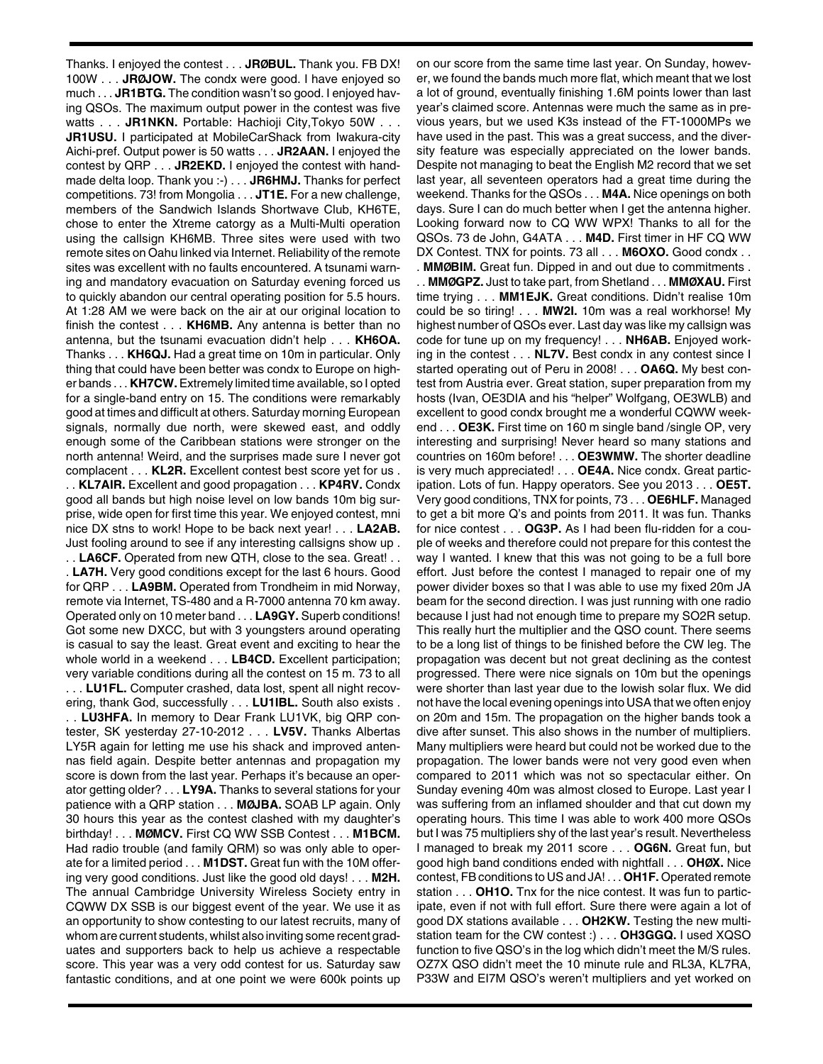Thanks. I enjoyed the contest . . . **JRØBUL.** Thank you. FB DX! 100W . . . **JRØJOW.** The condx were good. I have enjoyed so much . . . **JR1BTG.** The condition wasn't so good. I enjoyed having QSOs. The maximum output power in the contest was five watts . . . **JR1NKN.** Portable: Hachioji City,Tokyo 50W . . . **JR1USU.** I participated at MobileCarShack from Iwakura-city Aichi-pref. Output power is 50 watts . . . **JR2AAN.** I enjoyed the contest by QRP . . . **JR2EKD.** I enjoyed the contest with hand-made delta loop. Thank you :-) . . . **JR6HMJ.** Thanks for perfect competitions. 73! from Mongolia . . . **JT1E.** For a new challenge, members of the Sandwich Islands Shortwave Club, KH6TE, chose to enter the Xtreme catorgy as a Multi-Multi operation using the callsign KH6MB. Three sites were used with two remote sites on Oahu linked via Internet. Reliability of the remote sites was excellent with no faults encountered. A tsunami warning and mandatory evacuation on Saturday evening forced us to quickly abandon our central operating position for 5.5 hours. At 1:28 AM we were back on the air at our original location to finish the contest . . . **KH6MB.** Any antenna is better than no antenna, but the tsunami evacuation didn't help . . . **KH6OA.** Thanks . . . **KH6QJ.** Had a great time on 10m in particular. Only thing that could have been better was condx to Europe on higher bands . . . **KH7CW.** Extremely limited time available, so I opted for a single-band entry on 15. The conditions were remarkably good at times and difficult at others. Saturday morning European signals, normally due north, were skewed east, and oddly enough some of the Caribbean stations were stronger on the north antenna! Weird, and the surprises made sure I never got complacent . . . **KL2R.** Excellent contest best score yet for us . . . **KL7AIR.** Excellent and good propagation . . . **KP4RV.** Condx good all bands but high noise level on low bands 10m big surprise, wide open for first time this year. We enjoyed contest, mni nice DX stns to work! Hope to be back next year! . . . **LA2AB.** Just fooling around to see if any interesting callsigns show up . . . **LA6CF.** Operated from new QTH, close to the sea. Great! . . . **LA7H.** Very good conditions except for the last 6 hours. Good for QRP . . . **LA9BM.** Operated from Trondheim in mid Norway, remote via Internet, TS-480 and a R-7000 antenna 70 km away. Operated only on 10 meter band . . . **LA9GY.** Superb conditions! Got some new DXCC, but with 3 youngsters around operating is casual to say the least. Great event and exciting to hear the whole world in a weekend . . . **LB4CD.** Excellent participation; very variable conditions during all the contest on 15 m. 73 to all . . . **LU1FL.** Computer crashed, data lost, spent all night recovering, thank God, successfully . . . **LU1IBL.** South also exists . . . **LU3HFA.** In memory to Dear Frank LU1VK, big QRP contester, SK yesterday 27-10-2012 . . . **LV5V.** Thanks Albertas LY5R again for letting me use his shack and improved antennas field again. Despite better antennas and propagation my score is down from the last year. Perhaps it's because an operator getting older? . . . **LY9A.** Thanks to several stations for your patience with a QRP station . . . **MØJBA.** SOAB LP again. Only 30 hours this year as the contest clashed with my daughter's birthday! . . . **MØMCV.** First CQ WW SSB Contest . . . **M1BCM.** Had radio trouble (and family QRM) so was only able to operate for a limited period . . . **M1DST.** Great fun with the 10M offering very good conditions. Just like the good old days! . . . **M2H.** The annual Cambridge University Wireless Society entry in CQWW DX SSB is our biggest event of the year. We use it as an opportunity to show contesting to our latest recruits, many of whom are current students, whilst also inviting some recent graduates and supporters back to help us achieve a respectable score. This year was a very odd contest for us. Saturday saw fantastic conditions, and at one point we were 600k points up on our score from the same time last year. On Sunday, however, we found the bands much more flat, which meant that we lost a lot of ground, eventually finishing 1.6M points lower than last year's claimed score. Antennas were much the same as in previous years, but we used K3s instead of the FT-1000MPs we have used in the past. This was a great success, and the diversity feature was especially appreciated on the lower bands. Despite not managing to beat the English M2 record that we set last year, all seventeen operators had a great time during the weekend. Thanks for the QSOs . . . **M4A.** Nice openings on both days. Sure I can do much better when I get the antenna higher. Looking forward now to CQ WW WPX! Thanks to all for the QSOs. 73 de John, G4ATA . . . **M4D.** First timer in HF CQ WW DX Contest. TNX for points. 73 all . . . **M6OXO.** Good condx . . . **MMØBIM.** Great fun. Dipped in and out due to commitments . . . **MMØGPZ.** Just to take part, from Shetland . . . **MMØXAU.** First time trying . . . **MM1EJK.** Great conditions. Didn't realise 10m could be so tiring! . . . **MW2I.** 10m was a real workhorse! My highest number of QSOs ever. Last day was like my callsign was code for tune up on my frequency! . . . **NH6AB.** Enjoyed working in the contest . . . **NL7V.** Best condx in any contest since I started operating out of Peru in 2008! . . . **OA6Q.** My best contest from Austria ever. Great station, super preparation from my hosts (Ivan, OE3DIA and his "helper" Wolfgang, OE3WLB) and excellent to good condx brought me a wonderful CQWW weekend . . . **OE3K.** First time on 160 m single band /single OP, very interesting and surprising! Never heard so many stations and countries on 160m before! . . . **OE3WMW.** The shorter deadline is very much appreciated! . . . **OE4A.** Nice condx. Great participation. Lots of fun. Happy operators. See you 2013 . . . **OE5T.** Very good conditions, TNX for points, 73 . . . **OE6HLF.** Managed to get a bit more Q's and points from 2011. It was fun. Thanks for nice contest . . . **OG3P.** As I had been flu-ridden for a couple of weeks and therefore could not prepare for this contest the way I wanted. I knew that this was not going to be a full bore effort. Just before the contest I managed to repair one of my power divider boxes so that I was able to use my fixed 20m JA beam for the second direction. I was just running with one radio because I just had not enough time to prepare my SO2R setup. This really hurt the multiplier and the QSO count. There seems to be a long list of things to be finished before the CW leg. The propagation was decent but not great declining as the contest progressed. There were nice signals on 10m but the openings were shorter than last year due to the lowish solar flux. We did not have the local evening openings into USA that we often enjoy on 20m and 15m. The propagation on the higher bands took a dive after sunset. This also shows in the number of multipliers. Many multipliers were heard but could not be worked due to the propagation. The lower bands were not very good even when compared to 2011 which was not so spectacular either. On Sunday evening 40m was almost closed to Europe. Last year I was suffering from an inflamed shoulder and that cut down my operating hours. This time I was able to work 400 more QSOs but I was 75 multipliers shy of the last year's result. Nevertheless I managed to break my 2011 score . . . **OG6N.** Great fun, but good high band conditions ended with nightfall . . . **OHØX.** Nice contest, FB conditions to US and JA! . . . **OH1F.** Operated remote station . . . **OH1O.** Tnx for the nice contest. It was fun to participate, even if not with full effort. Sure there were again a lot of good DX stations available . . . **OH2KW.** Testing the new multi-station team for the CW contest :) . . . **OH3GGQ.** I used XQSO function to five QSO's in the log which didn't meet the M/S rules. OZ7X QSO didn't meet the 10 minute rule and RL3A, KL7RA, P33W and EI7M QSO's weren't multipliers and yet worked on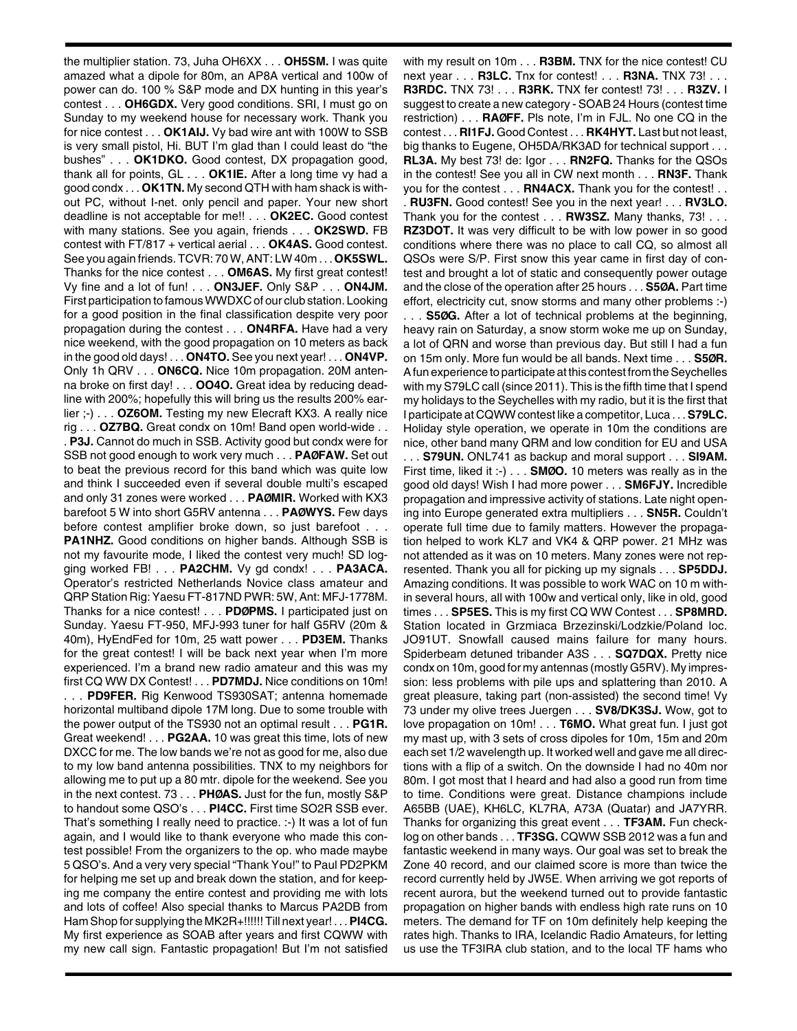the multiplier station. 73, Juha OH6XX . . . **OH5SM.** I was quite amazed what a dipole for 80m, an AP8A vertical and 100w of power can do. 100 % S&P mode and DX hunting in this year's contest . . . **OH6GDX.** Very good conditions. SRI, I must go on Sunday to my weekend house for necessary work. Thank you for nice contest . . . **OK1AIJ.** Vy bad wire ant with 100W to SSB is very small pistol, Hi. BUT I'm glad than I could least do "the bushes" . . . **OK1DKO.** Good contest, DX propagation good, thank all for points, GL . . . **OK1IE.** After a long time vy had a good condx . . . **OK1TN.** My second QTH with ham shack is without PC, without I-net. only pencil and paper. Your new short deadline is not acceptable for me!! . . . **OK2EC.** Good contest with many stations. See you again, friends . . . **OK2SWD.** FB contest with FT/817 + vertical aerial . . . **OK4AS.** Good contest. See you again friends. TCVR: 70 W, ANT: LW 40m . . . **OK5SWL.** Thanks for the nice contest . . . **OM6AS.** My first great contest! Vy fine and a lot of fun! . . . **ON3JEF.** Only S&P . . . **ON4JM.** First participation to famous WWDXC of our club station. Looking for a good position in the final classification despite very poor propagation during the contest . . . **ON4RFA.** Have had a very nice weekend, with the good propagation on 10 meters as back in the good old days! . . . **ON4TO.** See you next year! . . . **ON4VP.** Only 1h QRV . . . **ON6CQ.** Nice 10m propagation. 20M antenna broke on first day! . . . **OO4O.** Great idea by reducing deadline with 200%; hopefully this will bring us the results 200% earlier ;-) . . . **OZ6OM.** Testing my new Elecraft KX3. A really nice rig . . . **OZ7BQ.** Great condx on 10m! Band open world-wide . . . **P3J.** Cannot do much in SSB. Activity good but condx were for SSB not good enough to work very much . . . **PAØFAW.** Set out to beat the previous record for this band which was quite low and think I succeeded even if several double multi's escaped and only 31 zones were worked . . . **PAØMIR.** Worked with KX3 barefoot 5 W into short G5RV antenna . . . **PAØWYS.** Few days before contest amplifier broke down, so just barefoot . . . **PA1NHZ.** Good conditions on higher bands. Although SSB is not my favourite mode, I liked the contest very much! SD logging worked FB! . . . **PA2CHM.** Vy gd condx! . . . **PA3ACA.** Operator's restricted Netherlands Novice class amateur and QRP Station Rig: Yaesu FT-817ND PWR: 5W, Ant: MFJ-1778M. Thanks for a nice contest! . . . **PDØPMS.** I participated just on Sunday. Yaesu FT-950, MFJ-993 tuner for half G5RV (20m & 40m), HyEndFed for 10m, 25 watt power . . . **PD3EM.** Thanks for the great contest! I will be back next year when I'm more experienced. I'm a brand new radio amateur and this was my first CQ WW DX Contest! . . . **PD7MDJ.** Nice conditions on 10m! . . . **PD9FER.** Rig Kenwood TS930SAT; antenna homemade horizontal multiband dipole 17M long. Due to some trouble with the power output of the TS930 not an optimal result . . . **PG1R.** Great weekend! . . . **PG2AA.** 10 was great this time, lots of new DXCC for me. The low bands we're not as good for me, also due to my low band antenna possibilities. TNX to my neighbors for allowing me to put up a 80 mtr. dipole for the weekend. See you in the next contest. 73 . . . **PHØAS.** Just for the fun, mostly S&P to handout some QSO's . . . **PI4CC.** First time SO2R SSB ever. That's something I really need to practice. :-) It was a lot of fun again, and I would like to thank everyone who made this contest possible! From the organizers to the op. who made maybe 5 QSO's. And a very very special "Thank You!" to Paul PD2PKM for helping me set up and break down the station, and for keeping me company the entire contest and providing me with lots and lots of coffee! Also special thanks to Marcus PA2DB from Ham Shop for supplying the MK2R+!!!!!! Till next year! . . . **PI4CG.** My first experience as SOAB after years and first CQWW with my new call sign. Fantastic propagation! But I'm not satisfied with my result on 10m . . . **R3BM.** TNX for the nice contest! CU next year . . . **R3LC.** Tnx for contest! . . . **R3NA.** TNX 73! . . . **R3RDC.** TNX 73! . . . **R3RK.** TNX fer contest! 73! . . . **R3ZV.** I suggest to create a new category - SOAB 24 Hours (contest time restriction) . . . **RAØFF.** Pls note, I'm in FJL. No one CQ in the contest . . . **RI1FJ.** Good Contest . . . **RK4HYT.** Last but not least, big thanks to Eugene, OH5DA/RK3AD for technical support . . . **RL3A.** My best 73! de: Igor . . . **RN2FQ.** Thanks for the QSOs in the contest! See you all in CW next month . . . **RN3F.** Thank you for the contest . . . **RN4ACX.** Thank you for the contest! . . . **RU3FN.** Good contest! See you in the next year! . . . **RV3LO.** Thank you for the contest . . . **RW3SZ.** Many thanks, 73! . . . **RZ3DOT.** It was very difficult to be with low power in so good conditions where there was no place to call CQ, so almost all QSOs were S/P. First snow this year came in first day of contest and brought a lot of static and consequently power outage and the close of the operation after 25 hours . . . **S5ØA.** Part time effort, electricity cut, snow storms and many other problems :-) . . . **S5ØG.** After a lot of technical problems at the beginning, heavy rain on Saturday, a snow storm woke me up on Sunday, a lot of QRN and worse than previous day. But still I had a fun on 15m only. More fun would be all bands. Next time . . . **S5ØR.** A fun experience to participate at this contest from the Seychelles with my S79LC call (since 2011). This is the fifth time that I spend my holidays to the Seychelles with my radio, but it is the first that I participate at CQWW contest like a competitor, Luca . . . **S79LC.** Holiday style operation, we operate in 10m the conditions are nice, other band many QRM and low condition for EU and USA . . . **S79UN.** ONL741 as backup and moral support . . . **SI9AM.** First time, liked it :-) . . . **SMØO.** 10 meters was really as in the good old days! Wish I had more power . . . **SM6FJY.** Incredible propagation and impressive activity of stations. Late night opening into Europe generated extra multipliers . . . **SN5R.** Couldn't operate full time due to family matters. However the propagation helped to work KL7 and VK4 & QRP power. 21 MHz was not attended as it was on 10 meters. Many zones were not represented. Thank you all for picking up my signals . . . **SP5DDJ.** Amazing conditions. It was possible to work WAC on 10 m within several hours, all with 100w and vertical only, like in old, good times . . . **SP5ES.** This is my first CQ WW Contest . . . **SP8MRD.** Station located in Grzmiaca Brzezinski/Lodzkie/Poland loc. JO91UT. Snowfall caused mains failure for many hours. Spiderbeam detuned tribander A3S . . . **SQ7DQX.** Pretty nice condx on 10m, good for my antennas (mostly G5RV). My impression: less problems with pile ups and splattering than 2010. A great pleasure, taking part (non-assisted) the second time! Vy 73 under my olive trees Juergen . . . **SV8/DK3SJ.** Wow, got to love propagation on 10m! . . . **T6MO.** What great fun. I just got my mast up, with 3 sets of cross dipoles for 10m, 15m and 20m each set 1/2 wavelength up. It worked well and gave me all directions with a flip of a switch. On the downside I had no 40m nor 80m. I got most that I heard and had also a good run from time to time. Conditions were great. Distance champions include A65BB (UAE), KH6LC, KL7RA, A73A (Quatar) and JA7YRR. Thanks for organizing this great event . . . **TF3AM.** Fun checklog on other bands . . . **TF3SG.** CQWW SSB 2012 was a fun and fantastic weekend in many ways. Our goal was set to break the Zone 40 record, and our claimed score is more than twice the record currently held by JW5E. When arriving we got reports of recent aurora, but the weekend turned out to provide fantastic propagation on higher bands with endless high rate runs on 10 meters. The demand for TF on 10m definitely help keeping the rates high. Thanks to IRA, Icelandic Radio Amateurs, for letting us use the TF3IRA club station, and to the local TF hams who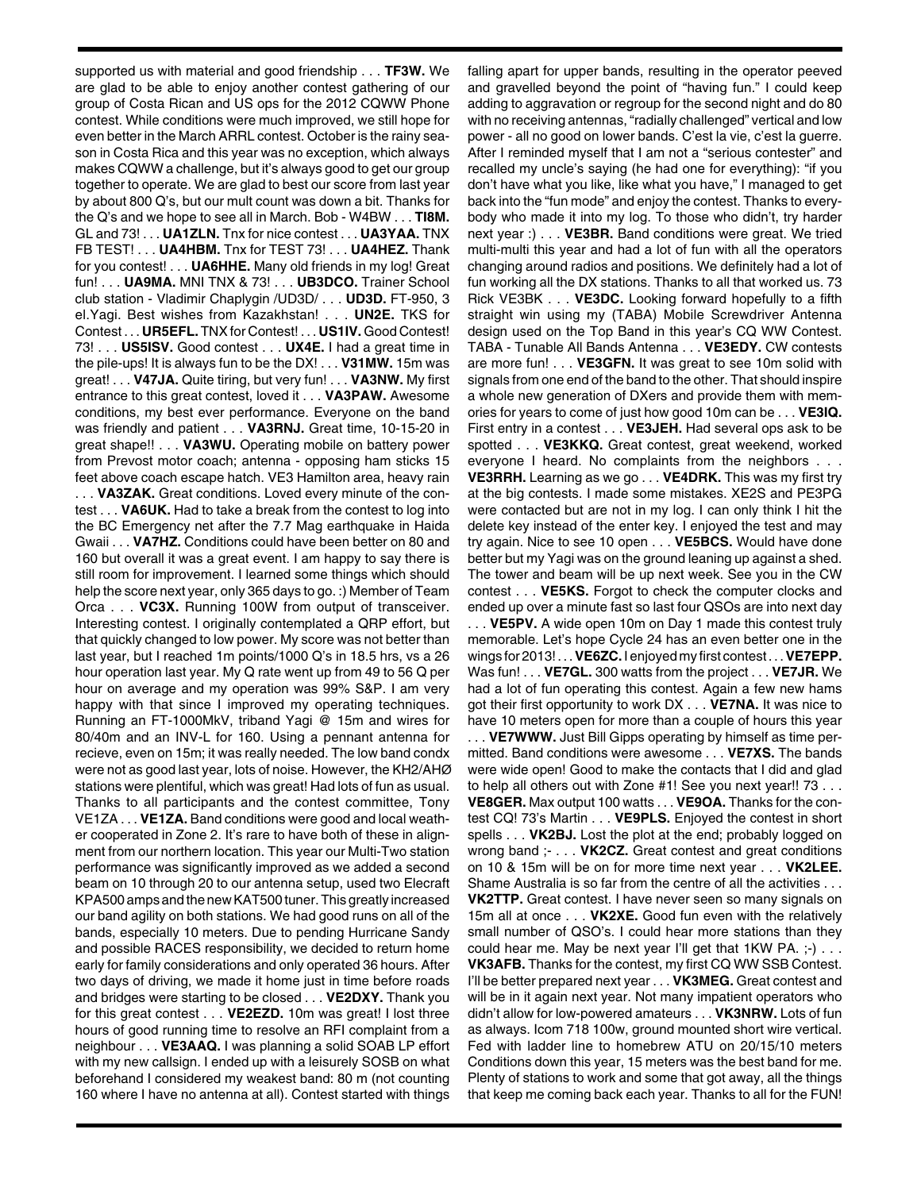supported us with material and good friendship . . . **TF3W.** We are glad to be able to enjoy another contest gathering of our group of Costa Rican and US ops for the 2012 CQWW Phone contest. While conditions were much improved, we still hope for even better in the March ARRL contest. October is the rainy season in Costa Rica and this year was no exception, which always makes CQWW a challenge, but it's always good to get our group together to operate. We are glad to best our score from last year by about 800 Q's, but our mult count was down a bit. Thanks for the Q's and we hope to see all in March. Bob - W4BW . . . **TI8M.** GL and 73! . . . **UA1ZLN.** Tnx for nice contest . . . **UA3YAA.** TNX FB TEST! . . . **UA4HBM.** Tnx for TEST 73! . . . **UA4HEZ.** Thank for you contest! . . . **UA6HHE.** Many old friends in my log! Great fun! . . . **UA9MA.** MNI TNX & 73! . . . **UB3DCO.** Trainer School club station - Vladimir Chaplygin /UD3D/ . . . **UD3D.** FT-950, 3 el.Yagi. Best wishes from Kazakhstan! . . . **UN2E.** TKS for Contest . . . **UR5EFL.** TNX for Contest! . . . **US1IV.** Good Contest! 73! . . . **US5ISV.** Good contest . . . **UX4E.** I had a great time in the pile-ups! It is always fun to be the DX! . . . **V31MW.** 15m was great! . . . **V47JA.** Quite tiring, but very fun! . . . **VA3NW.** My first entrance to this great contest, loved it . . . **VA3PAW.** Awesome conditions, my best ever performance. Everyone on the band was friendly and patient . . . **VA3RNJ.** Great time, 10-15-20 in great shape!! . . . **VA3WU.** Operating mobile on battery power from Prevost motor coach; antenna - opposing ham sticks 15 feet above coach escape hatch. VE3 Hamilton area, heavy rain . . . **VA3ZAK.** Great conditions. Loved every minute of the contest . . . **VA6UK.** Had to take a break from the contest to log into the BC Emergency net after the 7.7 Mag earthquake in Haida Gwaii . . . **VA7HZ.** Conditions could have been better on 80 and 160 but overall it was a great event. I am happy to say there is still room for improvement. I learned some things which should help the score next year, only 365 days to go. :) Member of Team Orca . . . **VC3X.** Running 100W from output of transceiver. Interesting contest. I originally contemplated a QRP effort, but that quickly changed to low power. My score was not better than last year, but I reached 1m points/1000 Q's in 18.5 hrs, vs a 26 hour operation last year. My Q rate went up from 49 to 56 Q per hour on average and my operation was 99% S&P. I am very happy with that since I improved my operating techniques. Running an FT-1000MkV, triband Yagi @ 15m and wires for 80/40m and an INV-L for 160. Using a pennant antenna for recieve, even on 15m; it was really needed. The low band condx were not as good last year, lots of noise. However, the KH2/AHØ stations were plentiful, which was great! Had lots of fun as usual. Thanks to all participants and the contest committee, Tony VE1ZA . . . **VE1ZA.** Band conditions were good and local weather cooperated in Zone 2. It's rare to have both of these in alignment from our northern location. This year our Multi-Two station performance was significantly improved as we added a second beam on 10 through 20 to our antenna setup, used two Elecraft KPA500 amps and the new KAT500 tuner. This greatly increased our band agility on both stations. We had good runs on all of the bands, especially 10 meters. Due to pending Hurricane Sandy and possible RACES responsibility, we decided to return home early for family considerations and only operated 36 hours. After two days of driving, we made it home just in time before roads and bridges were starting to be closed . . . **VE2DXY.** Thank you for this great contest . . . **VE2EZD.** 10m was great! I lost three hours of good running time to resolve an RFI complaint from a neighbour . . . **VE3AAQ.** I was planning a solid SOAB LP effort with my new callsign. I ended up with a leisurely SOSB on what beforehand I considered my weakest band: 80 m (not counting 160 where I have no antenna at all). Contest started with things falling apart for upper bands, resulting in the operator peeved and gravelled beyond the point of "having fun." I could keep adding to aggravation or regroup for the second night and do 80 with no receiving antennas, "radially challenged" vertical and low power - all no good on lower bands. C'est la vie, c'est la guerre. After I reminded myself that I am not a "serious contester" and recalled my uncle's saying (he had one for everything): "if you don't have what you like, like what you have," I managed to get back into the "fun mode" and enjoy the contest. Thanks to everybody who made it into my log. To those who didn't, try harder next year :) . . . **VE3BR.** Band conditions were great. We tried multi-multi this year and had a lot of fun with all the operators changing around radios and positions. We definitely had a lot of fun working all the DX stations. Thanks to all that worked us. 73 Rick VE3BK . . . **VE3DC.** Looking forward hopefully to a fifth straight win using my (TABA) Mobile Screwdriver Antenna design used on the Top Band in this year's CQ WW Contest. TABA - Tunable All Bands Antenna . . . **VE3EDY.** CW contests are more fun! . . . **VE3GFN.** It was great to see 10m solid with signals from one end of the band to the other. That should inspire a whole new generation of DXers and provide them with memories for years to come of just how good 10m can be . . . **VE3IQ.** First entry in a contest . . . **VE3JEH.** Had several ops ask to be spotted . . . **VE3KKQ.** Great contest, great weekend, worked everyone I heard. No complaints from the neighbors . . . **VE3RRH.** Learning as we go . . . **VE4DRK.** This was my first try at the big contests. I made some mistakes. XE2S and PE3PG were contacted but are not in my log. I can only think I hit the delete key instead of the enter key. I enjoyed the test and may try again. Nice to see 10 open . . . **VE5BCS.** Would have done better but my Yagi was on the ground leaning up against a shed. The tower and beam will be up next week. See you in the CW contest . . . **VE5KS.** Forgot to check the computer clocks and ended up over a minute fast so last four QSOs are into next day . . . **VE5PV.** A wide open 10m on Day 1 made this contest truly memorable. Let's hope Cycle 24 has an even better one in the wings for 2013! . . . **VE6ZC.** I enjoyed my first contest . . . **VE7EPP.** Was fun! . . . **VE7GL.** 300 watts from the project . . . **VE7JR.** We had a lot of fun operating this contest. Again a few new hams got their first opportunity to work DX . . . **VE7NA.** It was nice to have 10 meters open for more than a couple of hours this year . . . **VE7WWW.** Just Bill Gipps operating by himself as time permitted. Band conditions were awesome . . . **VE7XS.** The bands were wide open! Good to make the contacts that I did and glad to help all others out with Zone #1! See you next year!! 73 . . . **VE8GER.** Max output 100 watts . . . **VE9OA.** Thanks for the contest CQ! 73's Martin . . . **VE9PLS.** Enjoyed the contest in short spells . . . **VK2BJ.** Lost the plot at the end; probably logged on wrong band ;- . . . **VK2CZ.** Great contest and great conditions on 10 & 15m will be on for more time next year . . . **VK2LEE.** Shame Australia is so far from the centre of all the activities . . . **VK2TTP.** Great contest. I have never seen so many signals on 15m all at once . . . **VK2XE.** Good fun even with the relatively small number of QSO's. I could hear more stations than they could hear me. May be next year I'll get that 1KW PA. ;-) . . . **VK3AFB.** Thanks for the contest, my first CQ WW SSB Contest. I'll be better prepared next year . . . **VK3MEG.** Great contest and will be in it again next year. Not many impatient operators who didn't allow for low-powered amateurs . . . **VK3NRW.** Lots of fun as always. Icom 718 100w, ground mounted short wire vertical. Fed with ladder line to homebrew ATU on 20/15/10 meters Conditions down this year, 15 meters was the best band for me. Plenty of stations to work and some that got away, all the things that keep me coming back each year. Thanks to all for the FUN!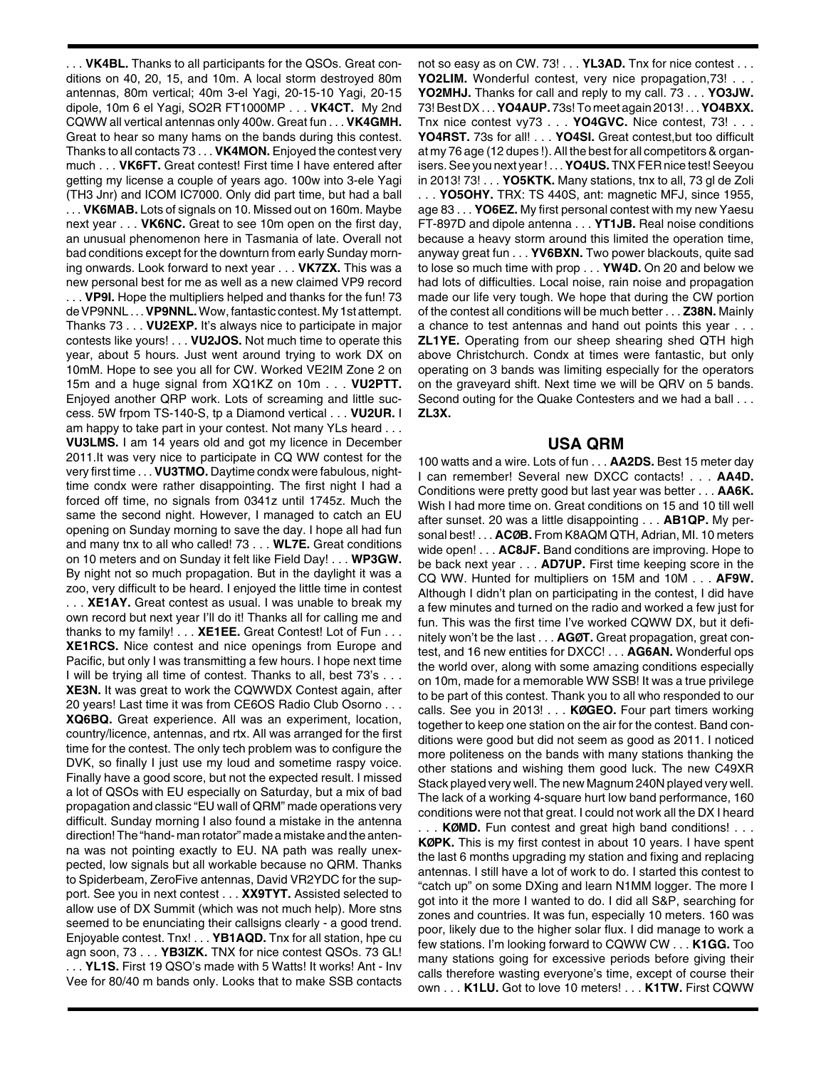. . . **VK4BL.** Thanks to all participants for the QSOs. Great conditions on 40, 20, 15, and 10m. A local storm destroyed 80m antennas, 80m vertical; 40m 3-el Yagi, 20-15-10 Yagi, 20-15 dipole, 10m 6 el Yagi, SO2R FT1000MP . . . **VK4CT.** My 2nd CQWW all vertical antennas only 400w. Great fun . . . **VK4GMH.** Great to hear so many hams on the bands during this contest. Thanks to all contacts 73 . . . **VK4MON.** Enjoyed the contest very much . . . **VK6FT.** Great contest! First time I have entered after getting my license a couple of years ago. 100w into 3-ele Yagi (TH3 Jnr) and ICOM IC7000. Only did part time, but had a ball . . . **VK6MAB.** Lots of signals on 10. Missed out on 160m. Maybe next year . . . **VK6NC.** Great to see 10m open on the first day, an unusual phenomenon here in Tasmania of late. Overall not bad conditions except for the downturn from early Sunday morning onwards. Look forward to next year . . . **VK7ZX.** This was a new personal best for me as well as a new claimed VP9 record . . . **VP9I.** Hope the multipliers helped and thanks for the fun! 73 de VP9NNL . . . **VP9NNL.** Wow, fantastic contest. My 1st attempt. Thanks 73 . . . **VU2EXP.** It's always nice to participate in major contests like yours! . . . **VU2JOS.** Not much time to operate this year, about 5 hours. Just went around trying to work DX on 10mM. Hope to see you all for CW. Worked VE2IM Zone 2 on 15m and a huge signal from XQ1KZ on 10m . . . **VU2PTT.** Enjoyed another QRP work. Lots of screaming and little success. 5W frpom TS-140-S, tp a Diamond vertical . . . **VU2UR.** I am happy to take part in your contest. Not many YLs heard . . . **VU3LMS.** I am 14 years old and got my licence in December 2011.It was very nice to participate in CQ WW contest for the very first time . . . **VU3TMO.** Daytime condx were fabulous, nighttime condx were rather disappointing. The first night I had a forced off time, no signals from 0341z until 1745z. Much the same the second night. However, I managed to catch an EU opening on Sunday morning to save the day. I hope all had fun and many tnx to all who called! 73 . . . **WL7E.** Great conditions on 10 meters and on Sunday it felt like Field Day! . . . **WP3GW.** By night not so much propagation. But in the daylight it was a zoo, very difficult to be heard. I enjoyed the little time in contest . . . **XE1AY.** Great contest as usual. I was unable to break my own record but next year I'll do it! Thanks all for calling me and thanks to my family! . . . **XE1EE.** Great Contest! Lot of Fun . . . **XE1RCS.** Nice contest and nice openings from Europe and Pacific, but only I was transmitting a few hours. I hope next time I will be trying all time of contest. Thanks to all, best 73's . . . **XE3N.** It was great to work the CQWWDX Contest again, after 20 years! Last time it was from CE6OS Radio Club Osorno . . . **XQ6BQ.** Great experience. All was an experiment, location, country/licence, antennas, and rtx. All was arranged for the first time for the contest. The only tech problem was to configure the DVK, so finally I just use my loud and sometime raspy voice. Finally have a good score, but not the expected result. I missed a lot of QSOs with EU especially on Saturday, but a mix of bad propagation and classic "EU wall of QRM" made operations very difficult. Sunday morning I also found a mistake in the antenna direction! The "hand- man rotator" made a mistake and the antenna was not pointing exactly to EU. NA path was really unexpected, low signals but all workable because no QRM. Thanks to Spiderbeam, ZeroFive antennas, David VR2YDC for the support. See you in next contest . . . **XX9TYT.** Assisted selected to allow use of DX Summit (which was not much help). More stns seemed to be enunciating their callsigns clearly - a good trend. Enjoyable contest. Tnx! . . . **YB1AQD.** Tnx for all station, hpe cu agn soon, 73 . . . **YB3IZK.** TNX for nice contest QSOs. 73 GL! . . . **YL1S.** First 19 QSO's made with 5 Watts! It works! Ant - Inv Vee for 80/40 m bands only. Looks that to make SSB contacts not so easy as on CW. 73! . . . **YL3AD.** Tnx for nice contest . . . **YO2LIM.** Wonderful contest, very nice propagation,73! . . . **YO2MHJ.** Thanks for call and reply to my call. 73 . . . **YO3JW.** 73! Best DX . . . **YO4AUP.** 73s! To meet again 2013! . . . **YO4BXX.** Tnx nice contest vy73 . . . **YO4GVC.** Nice contest, 73! . . . **YO4RST.** 73s for all! . . . **YO4SI.** Great contest,but too difficult at my 76 age (12 dupes !). All the best for all competitors & organisers. See you next year ! . . . **YO4US.** TNX FER nice test! Seeyou in 2013! 73! . . . **YO5KTK.** Many stations, tnx to all, 73 gl de Zoli . . . **YO5OHY.** TRX: TS 440S, ant: magnetic MFJ, since 1955, age 83 . . . **YO6EZ.** My first personal contest with my new Yaesu FT-897D and dipole antenna . . . **YT1JB.** Real noise conditions because a heavy storm around this limited the operation time, anyway great fun . . . **YV6BXN.** Two power blackouts, quite sad to lose so much time with prop . . . **YW4D.** On 20 and below we had lots of difficulties. Local noise, rain noise and propagation made our life very tough. We hope that during the CW portion of the contest all conditions will be much better . . . **Z38N.** Mainly a chance to test antennas and hand out points this year . . . **ZL1YE.** Operating from our sheep shearing shed QTH high above Christchurch. Condx at times were fantastic, but only operating on 3 bands was limiting especially for the operators on the graveyard shift. Next time we will be QRV on 5 bands. Second outing for the Quake Contesters and we had a ball . . . **ZL3X.**

## USA QRM

100 watts and a wire. Lots of fun . . . **AA2DS.** Best 15 meter day I can remember! Several new DXCC contacts! . . . **AA4D.** Conditions were pretty good but last year was better . . . **AA6K.** Wish I had more time on. Great conditions on 15 and 10 till well after sunset. 20 was a little disappointing . . . **AB1QP.** My personal best! . . . **ACØB.** From K8AQM QTH, Adrian, MI. 10 meters wide open! . . . **AC8JF.** Band conditions are improving. Hope to be back next year . . . **AD7UP.** First time keeping score in the CQ WW. Hunted for multipliers on 15M and 10M . . . **AF9W.** Although I didn't plan on participating in the contest, I did have a few minutes and turned on the radio and worked a few just for fun. This was the first time I've worked CQWW DX, but it definitely won't be the last . . . **AGØT.** Great propagation, great contest, and 16 new entities for DXCC! . . . **AG6AN.** Wonderful ops the world over, along with some amazing conditions especially on 10m, made for a memorable WW SSB! It was a true privilege to be part of this contest. Thank you to all who responded to our calls. See you in 2013! . . . **KØGEO.** Four part timers working together to keep one station on the air for the contest. Band conditions were good but did not seem as good as 2011. I noticed more politeness on the bands with many stations thanking the other stations and wishing them good luck. The new C49XR Stack played very well. The new Magnum 240N played very well. The lack of a working 4-square hurt low band performance, 160 conditions were not that great. I could not work all the DX I heard . . . **KØMD.** Fun contest and great high band conditions! . . . **KØPK.** This is my first contest in about 10 years. I have spent the last 6 months upgrading my station and fixing and replacing antennas. I still have a lot of work to do. I started this contest to "catch up" on some DXing and learn N1MM logger. The more I got into it the more I wanted to do. I did all S&P, searching for zones and countries. It was fun, especially 10 meters. 160 was poor, likely due to the higher solar flux. I did manage to work a few stations. I'm looking forward to CQWW CW . . . **K1GG.** Too many stations going for excessive periods before giving their calls therefore wasting everyone's time, except of course their own . . . **K1LU.** Got to love 10 meters! . . . **K1TW.** First CQWW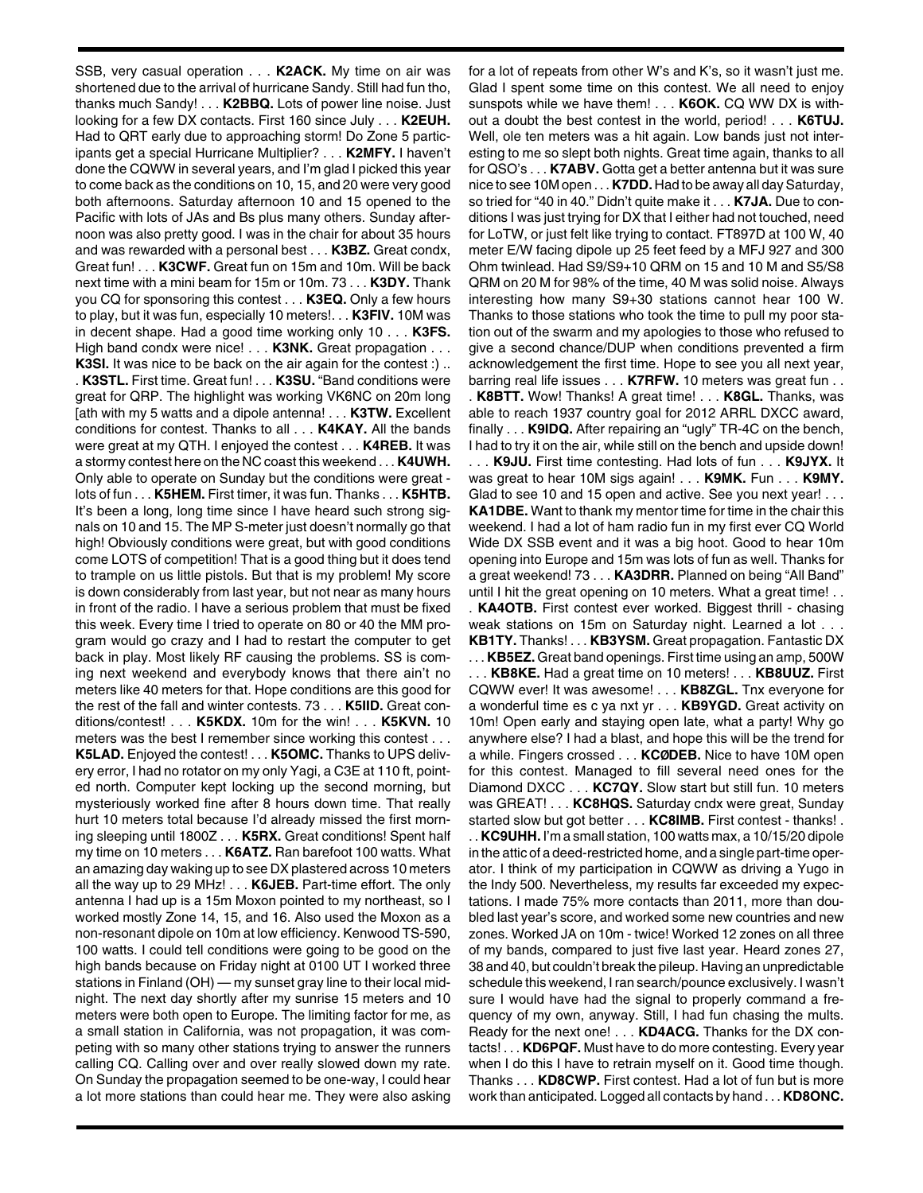SSB, very casual operation . . . **K2ACK.** My time on air was shortened due to the arrival of hurricane Sandy. Still had fun tho, thanks much Sandy! . . . **K2BBQ.** Lots of power line noise. Just looking for a few DX contacts. First 160 since July . . . **K2EUH.** Had to QRT early due to approaching storm! Do Zone 5 participants get a special Hurricane Multiplier? . . . **K2MFY.** I haven't done the CQWW in several years, and I'm glad I picked this year to come back as the conditions on 10, 15, and 20 were very good both afternoons. Saturday afternoon 10 and 15 opened to the Pacific with lots of JAs and Bs plus many others. Sunday afternoon was also pretty good. I was in the chair for about 35 hours and was rewarded with a personal best . . . **K3BZ.** Great condx, Great fun! . . . **K3CWF.** Great fun on 15m and 10m. Will be back next time with a mini beam for 15m or 10m. 73 . . . **K3DY.** Thank you CQ for sponsoring this contest . . . **K3EQ.** Only a few hours to play, but it was fun, especially 10 meters!. . . **K3FIV.** 10M was in decent shape. Had a good time working only 10 . . . **K3FS.** High band condx were nice! . . . **K3NK.** Great propagation . . . **K3SI.** It was nice to be back on the air again for the contest :) . . . **K3STL.** First time. Great fun! . . . **K3SU.** "Band conditions were great for QRP. The highlight was working VK6NC on 20m long [ath with my 5 watts and a dipole antenna! . . . **K3TW.** Excellent conditions for contest. Thanks to all . . . **K4KAY.** All the bands were great at my QTH. I enjoyed the contest . . . **K4REB.** It was a stormy contest here on the NC coast this weekend . . . **K4UWH.** Only able to operate on Sunday but the conditions were great - lots of fun . . . **K5HEM.** First timer, it was fun. Thanks . . . **K5HTB.** It's been a long, long time since I have heard such strong signals on 10 and 15. The MP S-meter just doesn't normally go that high! Obviously conditions were great, but with good conditions come LOTS of competition! That is a good thing but it does tend to trample on us little pistols. But that is my problem! My score is down considerably from last year, but not near as many hours in front of the radio. I have a serious problem that must be fixed this week. Every time I tried to operate on 80 or 40 the MM program would go crazy and I had to restart the computer to get back in play. Most likely RF causing the problems. SS is coming next weekend and everybody knows that there ain't no meters like 40 meters for that. Hope conditions are this good for the rest of the fall and winter contests. 73 . . . **K5IID.** Great conditions/contest! . . . **K5KDX.** 10m for the win! . . . **K5KVN.** 10 meters was the best I remember since working this contest . . . **K5LAD.** Enjoyed the contest! . . . **K5OMC.** Thanks to UPS delivery error, I had no rotator on my only Yagi, a C3E at 110 ft, pointed north. Computer kept locking up the second morning, but mysteriously worked fine after 8 hours down time. That really hurt 10 meters total because I'd already missed the first morning sleeping until 1800Z . . . **K5RX.** Great conditions! Spent half my time on 10 meters . . . **K6ATZ.** Ran barefoot 100 watts. What an amazing day waking up to see DX plastered across 10 meters all the way up to 29 MHz! . . . **K6JEB.** Part-time effort. The only antenna I had up is a 15m Moxon pointed to my northeast, so I worked mostly Zone 14, 15, and 16. Also used the Moxon as a non-resonant dipole on 10m at low efficiency. Kenwood TS-590, 100 watts. I could tell conditions were going to be good on the high bands because on Friday night at 0100 UT I worked three stations in Finland (OH) — my sunset gray line to their local midnight. The next day shortly after my sunrise 15 meters and 10 meters were both open to Europe. The limiting factor for me, as a small station in California, was not propagation, it was competing with so many other stations trying to answer the runners calling CQ. Calling over and over really slowed down my rate. On Sunday the propagation seemed to be one-way, I could hear a lot more stations than could hear me. They were also asking for a lot of repeats from other W's and K's, so it wasn't just me. Glad I spent some time on this contest. We all need to enjoy sunspots while we have them! . . . **K6OK.** CQ WW DX is without a doubt the best contest in the world, period! . . . **K6TUJ.** Well, ole ten meters was a hit again. Low bands just not interesting to me so slept both nights. Great time again, thanks to all for QSO's . . . **K7ABV.** Gotta get a better antenna but it was sure nice to see 10M open . . . **K7DD.** Had to be away all day Saturday, so tried for "40 in 40." Didn't quite make it . . . **K7JA.** Due to conditions I was just trying for DX that I either had not touched, need for LoTW, or just felt like trying to contact. FT897D at 100 W, 40 meter E/W facing dipole up 25 feet feed by a MFJ 927 and 300 Ohm twinlead. Had S9/S9+10 QRM on 15 and 10 M and S5/S8 QRM on 20 M for 98% of the time, 40 M was solid noise. Always interesting how many S9+30 stations cannot hear 100 W. Thanks to those stations who took the time to pull my poor station out of the swarm and my apologies to those who refused to give a second chance/DUP when conditions prevented a firm acknowledgement the first time. Hope to see you all next year, barring real life issues . . . **K7RFW.** 10 meters was great fun . . . **K8BTT.** Wow! Thanks! A great time! . . . **K8GL.** Thanks, was able to reach 1937 country goal for 2012 ARRL DXCC award, finally . . . **K9IDQ.** After repairing an "ugly" TR-4C on the bench, I had to try it on the air, while still on the bench and upside down! . . . **K9JU.** First time contesting. Had lots of fun . . . **K9JYX.** It was great to hear 10M sigs again! . . . **K9MK.** Fun . . . **K9MY.** Glad to see 10 and 15 open and active. See you next year! . . . **KA1DBE.** Want to thank my mentor time for time in the chair this weekend. I had a lot of ham radio fun in my first ever CQ World Wide DX SSB event and it was a big hoot. Good to hear 10m opening into Europe and 15m was lots of fun as well. Thanks for a great weekend! 73 . . . **KA3DRR.** Planned on being "All Band" until I hit the great opening on 10 meters. What a great time! . . . **KA4OTB.** First contest ever worked. Biggest thrill - chasing weak stations on 15m on Saturday night. Learned a lot . . . **KB1TY.** Thanks! . . . **KB3YSM.** Great propagation. Fantastic DX . . . **KB5EZ.** Great band openings. First time using an amp, 500W . . . **KB8KE.** Had a great time on 10 meters! . . . **KB8UUZ.** First CQWW ever! It was awesome! . . . **KB8ZGL.** Tnx everyone for a wonderful time es c ya nxt yr . . . **KB9YGD.** Great activity on 10m! Open early and staying open late, what a party! Why go anywhere else? I had a blast, and hope this will be the trend for a while. Fingers crossed . . . **KCØDEB.** Nice to have 10M open for this contest. Managed to fill several need ones for the Diamond DXCC . . . **KC7QY.** Slow start but still fun. 10 meters was GREAT! . . . **KC8HQS.** Saturday cndx were great, Sunday started slow but got better . . . **KC8IMB.** First contest - thanks! . . . **KC9UHH.** I'm a small station, 100 watts max, a 10/15/20 dipole in the attic of a deed-restricted home, and a single part-time operator. I think of my participation in CQWW as driving a Yugo in the Indy 500. Nevertheless, my results far exceeded my expectations. I made 75% more contacts than 2011, more than doubled last year's score, and worked some new countries and new zones. Worked JA on 10m - twice! Worked 12 zones on all three of my bands, compared to just five last year. Heard zones 27, 38 and 40, but couldn't break the pileup. Having an unpredictable schedule this weekend, I ran search/pounce exclusively. I wasn't sure I would have had the signal to properly command a frequency of my own, anyway. Still, I had fun chasing the mults. Ready for the next one! . . . **KD4ACG.** Thanks for the DX contacts! . . . **KD6PQF.** Must have to do more contesting. Every year when I do this I have to retrain myself on it. Good time though. Thanks . . . **KD8CWP.** First contest. Had a lot of fun but is more work than anticipated. Logged all contacts by hand . . . **KD8ONC.**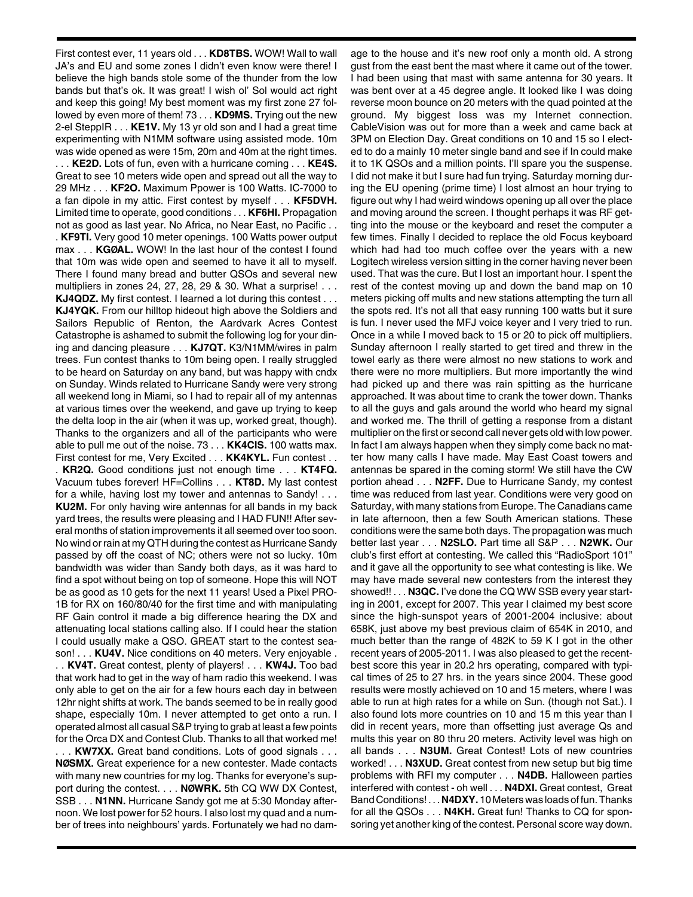First contest ever, 11 years old . . . **KD8TBS.** WOW! Wall to wall JA's and EU and some zones I didn't even know were there! I believe the high bands stole some of the thunder from the low bands but that's ok. It was great! I wish ol' Sol would act right and keep this going! My best moment was my first zone 27 followed by even more of them! 73 . . . **KD9MS.** Trying out the new 2-el SteppIR . . . **KE1V.** My 13 yr old son and I had a great time experimenting with N1MM software using assisted mode. 10m was wide opened as were 15m, 20m and 40m at the right times. . . . **KE2D.** Lots of fun, even with a hurricane coming . . . **KE4S.** Great to see 10 meters wide open and spread out all the way to 29 MHz . . . **KF2O.** Maximum Ppower is 100 Watts. IC-7000 to a fan dipole in my attic. First contest by myself . . . **KF5DVH.** Limited time to operate, good conditions . . . **KF6HI.** Propagation not as good as last year. No Africa, no Near East, no Pacific . . . **KF9TI.** Very good 10 meter openings. 100 Watts power output max . . . **KGØAL.** WOW! In the last hour of the contest I found that 10m was wide open and seemed to have it all to myself. There I found many bread and butter QSOs and several new multipliers in zones 24, 27, 28, 29 & 30. What a surprise! . . . **KJ4QDZ.** My first contest. I learned a lot during this contest . . . **KJ4YQK.** From our hilltop hideout high above the Soldiers and Sailors Republic of Renton, the Aardvark Acres Contest Catastrophe is ashamed to submit the following log for your dining and dancing pleasure . . . **KJ7QT.** K3/N1MM/wires in palm trees. Fun contest thanks to 10m being open. I really struggled to be heard on Saturday on any band, but was happy with cndx on Sunday. Winds related to Hurricane Sandy were very strong all weekend long in Miami, so I had to repair all of my antennas at various times over the weekend, and gave up trying to keep the delta loop in the air (when it was up, worked great, though). Thanks to the organizers and all of the participants who were able to pull me out of the noise. 73 . . . **KK4CIS.** 100 watts max. First contest for me, Very Excited . . . **KK4KYL.** Fun contest . . . **KR2Q.** Good conditions just not enough time . . . **KT4FQ.** Vacuum tubes forever! HF=Collins . . . **KT8D.** My last contest for a while, having lost my tower and antennas to Sandy! . . . **KU2M.** For only having wire antennas for all bands in my back yard trees, the results were pleasing and I HAD FUN!! After several months of station improvements it all seemed over too soon. No wind or rain at my QTH during the contest as Hurricane Sandy passed by off the coast of NC; others were not so lucky. 10m bandwidth was wider than Sandy both days, as it was hard to find a spot without being on top of someone. Hope this will NOT be as good as 10 gets for the next 11 years! Used a Pixel PRO-1B for RX on 160/80/40 for the first time and with manipulating RF Gain control it made a big difference hearing the DX and attenuating local stations calling also. If I could hear the station I could usually make a QSO. GREAT start to the contest season! . . . **KU4V.** Nice conditions on 40 meters. Very enjoyable . . . **KV4T.** Great contest, plenty of players! . . . **KW4J.** Too bad that work had to get in the way of ham radio this weekend. I was only able to get on the air for a few hours each day in between 12hr night shifts at work. The bands seemed to be in really good shape, especially 10m. I never attempted to get onto a run. I operated almost all casual S&P trying to grab at least a few points for the Orca DX and Contest Club. Thanks to all that worked me! . . . **KW7XX.** Great band conditions. Lots of good signals . . . **NØSMX.** Great experience for a new contester. Made contacts with many new countries for my log. Thanks for everyone's support during the contest. . . . **NØWRK.** 5th CQ WW DX Contest, SSB . . . **N1NN.** Hurricane Sandy got me at 5:30 Monday afternoon. We lost power for 52 hours. I also lost my quad and a number of trees into neighbours' yards. Fortunately we had no damage to the house and it's new roof only a month old. A strong gust from the east bent the mast where it came out of the tower. I had been using that mast with same antenna for 30 years. It was bent over at a 45 degree angle. It looked like I was doing reverse moon bounce on 20 meters with the quad pointed at the ground. My biggest loss was my Internet connection. CableVision was out for more than a week and came back at 3PM on Election Day. Great conditions on 10 and 15 so I elected to do a mainly 10 meter single band and see if In could make it to 1K QSOs and a million points. I'll spare you the suspense. I did not make it but I sure had fun trying. Saturday morning during the EU opening (prime time) I lost almost an hour trying to figure out why I had weird windows opening up all over the place and moving around the screen. I thought perhaps it was RF getting into the mouse or the keyboard and reset the computer a few times. Finally I decided to replace the old Focus keyboard which had had too much coffee over the years with a new Logitech wireless version sitting in the corner having never been used. That was the cure. But I lost an important hour. I spent the rest of the contest moving up and down the band map on 10 meters picking off mults and new stations attempting the turn all the spots red. It's not all that easy running 100 watts but it sure is fun. I never used the MFJ voice keyer and I very tried to run. Once in a while I moved back to 15 or 20 to pick off multipliers. Sunday afternoon I really started to get tired and threw in the towel early as there were almost no new stations to work and there were no more multipliers. But more importantly the wind had picked up and there was rain spitting as the hurricane approached. It was about time to crank the tower down. Thanks to all the guys and gals around the world who heard my signal and worked me. The thrill of getting a response from a distant multiplier on the first or second call never gets old with low power. In fact I am always happen when they simply come back no matter how many calls I have made. May East Coast towers and antennas be spared in the coming storm! We still have the CW portion ahead . . . **N2FF.** Due to Hurricane Sandy, my contest time was reduced from last year. Conditions were very good on Saturday, with many stations from Europe. The Canadians came in late afternoon, then a few South American stations. These conditions were the same both days. The propagation was much better last year . . . **N2SLO.** Part time all S&P . . . **N2WK.** Our club's first effort at contesting. We called this "RadioSport 101" and it gave all the opportunity to see what contesting is like. We may have made several new contesters from the interest they showed!! . . . **N3QC.** I've done the CQ WW SSB every year starting in 2001, except for 2007. This year I claimed my best score since the high-sunspot years of 2001-2004 inclusive: about 658K, just above my best previous claim of 654K in 2010, and much better than the range of 482K to 59 K I got in the other recent years of 2005-2011. I was also pleased to get the recent-best score this year in 20.2 hrs operating, compared with typical times of 25 to 27 hrs. in the years since 2004. These good results were mostly achieved on 10 and 15 meters, where I was able to run at high rates for a while on Sun. (though not Sat.). I also found lots more countries on 10 and 15 m this year than I did in recent years, more than offsetting just average Qs and mults this year on 80 thru 20 meters. Activity level was high on all bands . . . **N3UM.** Great Contest! Lots of new countries worked! . . . **N3XUD.** Great contest from new setup but big time problems with RFI my computer . . . **N4DB.** Halloween parties interfered with contest - oh well . . . **N4DXI.** Great contest, Great Band Conditions! . . . **N4DXY.** 10 Meters was loads of fun. Thanks for all the QSOs . . . **N4KH.** Great fun! Thanks to CQ for sponsoring yet another king of the contest. Personal score way down.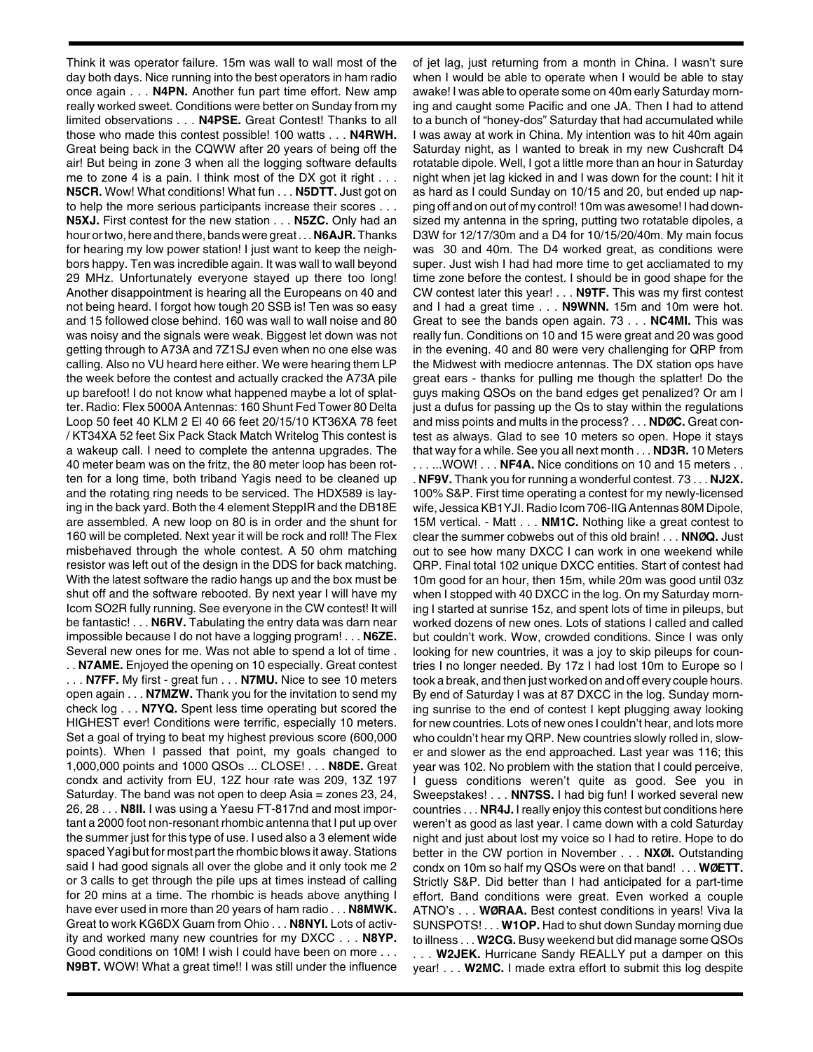Think it was operator failure. 15m was wall to wall most of the day both days. Nice running into the best operators in ham radio once again . . . **N4PN.** Another fun part time effort. New amp really worked sweet. Conditions were better on Sunday from my limited observations . . . **N4PSE.** Great Contest! Thanks to all those who made this contest possible! 100 watts . . . **N4RWH.** Great being back in the CQWW after 20 years of being off the air! But being in zone 3 when all the logging software defaults me to zone 4 is a pain. I think most of the DX got it right . . . **N5CR.** Wow! What conditions! What fun . . . **N5DTT.** Just got on to help the more serious participants increase their scores . . . **N5XJ.** First contest for the new station . . . **N5ZC.** Only had an hour or two, here and there, bands were great . . . **N6AJR.** Thanks for hearing my low power station! I just want to keep the neighbors happy. Ten was incredible again. It was wall to wall beyond 29 MHz. Unfortunately everyone stayed up there too long! Another disappointment is hearing all the Europeans on 40 and not being heard. I forgot how tough 20 SSB is! Ten was so easy and 15 followed close behind. 160 was wall to wall noise and 80 was noisy and the signals were weak. Biggest let down was not getting through to A73A and 7Z1SJ even when no one else was calling. Also no VU heard here either. We were hearing them LP the week before the contest and actually cracked the A73A pile up barefoot! I do not know what happened maybe a lot of splatter. Radio: Flex 5000A Antennas: 160 Shunt Fed Tower 80 Delta Loop 50 feet 40 KLM 2 El 40 66 feet 20/15/10 KT36XA 78 feet / KT34XA 52 feet Six Pack Stack Match Writelog This contest is a wakeup call. I need to complete the antenna upgrades. The 40 meter beam was on the fritz, the 80 meter loop has been rotten for a long time, both triband Yagis need to be cleaned up and the rotating ring needs to be serviced. The HDX589 is laying in the back yard. Both the 4 element SteppIR and the DB18E are assembled. A new loop on 80 is in order and the shunt for 160 will be completed. Next year it will be rock and roll! The Flex misbehaved through the whole contest. A 50 ohm matching resistor was left out of the design in the DDS for back matching. With the latest software the radio hangs up and the box must be shut off and the software rebooted. By next year I will have my Icom SO2R fully running. See everyone in the CW contest! It will be fantastic! . . . **N6RV.** Tabulating the entry data was darn near impossible because I do not have a logging program! . . . **N6ZE.** Several new ones for me. Was not able to spend a lot of time . . . **N7AME.** Enjoyed the opening on 10 especially. Great contest . . . **N7FF.** My first - great fun . . . **N7MU.** Nice to see 10 meters open again . . . **N7MZW.** Thank you for the invitation to send my check log . . . **N7YQ.** Spent less time operating but scored the HIGHEST ever! Conditions were terrific, especially 10 meters. Set a goal of trying to beat my highest previous score (600,000 points). When I passed that point, my goals changed to 1,000,000 points and 1000 QSOs ... CLOSE! . . . **N8DE.** Great condx and activity from EU, 12Z hour rate was 209, 13Z 197 Saturday. The band was not open to deep Asia = zones 23, 24, 26, 28 . . . **N8II.** I was using a Yaesu FT-817nd and most important a 2000 foot non-resonant rhombic antenna that I put up over the summer just for this type of use. I used also a 3 element wide spaced Yagi but for most part the rhombic blows it away. Stations said I had good signals all over the globe and it only took me 2 or 3 calls to get through the pile ups at times instead of calling for 20 mins at a time. The rhombic is heads above anything I have ever used in more than 20 years of ham radio . . . **N8MWK.** Great to work KG6DX Guam from Ohio . . . **N8NYI.** Lots of activity and worked many new countries for my DXCC . . . **N8YP.** Good conditions on 10M! I wish I could have been on more . . . **N9BT.** WOW! What a great time!! I was still under the influence of jet lag, just returning from a month in China. I wasn't sure when I would be able to operate when I would be able to stay awake! I was able to operate some on 40m early Saturday morning and caught some Pacific and one JA. Then I had to attend to a bunch of "honey-dos" Saturday that had accumulated while I was away at work in China. My intention was to hit 40m again Saturday night, as I wanted to break in my new Cushcraft D4 rotatable dipole. Well, I got a little more than an hour in Saturday night when jet lag kicked in and I was down for the count: I hit it as hard as I could Sunday on 10/15 and 20, but ended up napping off and on out of my control! 10m was awesome! I had downsized my antenna in the spring, putting two rotatable dipoles, a D3W for 12/17/30m and a D4 for 10/15/20/40m. My main focus was 30 and 40m. The D4 worked great, as conditions were super. Just wish I had had more time to get accliamated to my time zone before the contest. I should be in good shape for the CW contest later this year! . . . **N9TF.** This was my first contest and I had a great time . . . **N9WNN.** 15m and 10m were hot. Great to see the bands open again. 73 . . . **NC4MI.** This was really fun. Conditions on 10 and 15 were great and 20 was good in the evening. 40 and 80 were very challenging for QRP from the Midwest with mediocre antennas. The DX station ops have great ears - thanks for pulling me though the splatter! Do the guys making QSOs on the band edges get penalized? Or am I just a dufus for passing up the Qs to stay within the regulations and miss points and mults in the process? . . . **NDØC.** Great contest as always. Glad to see 10 meters so open. Hope it stays that way for a while. See you all next month . . . **ND3R.** 10 Meters . . . ...WOW! . . . **NF4A.** Nice conditions on 10 and 15 meters . . . **NF9V.** Thank you for running a wonderful contest. 73 . . . **NJ2X.** 100% S&P. First time operating a contest for my newly-licensed wife, Jessica KB1YJI. Radio Icom 706-IIG Antennas 80M Dipole, 15M vertical. - Matt . . . **NM1C.** Nothing like a great contest to clear the summer cobwebs out of this old brain! . . . **NNØQ.** Just out to see how many DXCC I can work in one weekend while QRP. Final total 102 unique DXCC entities. Start of contest had 10m good for an hour, then 15m, while 20m was good until 03z when I stopped with 40 DXCC in the log. On my Saturday morning I started at sunrise 15z, and spent lots of time in pileups, but worked dozens of new ones. Lots of stations I called and called but couldn't work. Wow, crowded conditions. Since I was only looking for new countries, it was a joy to skip pileups for countries I no longer needed. By 17z I had lost 10m to Europe so I took a break, and then just worked on and off every couple hours. By end of Saturday I was at 87 DXCC in the log. Sunday morning sunrise to the end of contest I kept plugging away looking for new countries. Lots of new ones I couldn't hear, and lots more who couldn't hear my QRP. New countries slowly rolled in, slower and slower as the end approached. Last year was 116; this year was 102. No problem with the station that I could perceive, I guess conditions weren't quite as good. See you in Sweepstakes! . . . **NN7SS.** I had big fun! I worked several new countries . . . **NR4J.** I really enjoy this contest but conditions here weren't as good as last year. I came down with a cold Saturday night and just about lost my voice so I had to retire. Hope to do better in the CW portion in November . . . **NXØI.** Outstanding condx on 10m so half my QSOs were on that band! . . . **WØETT.** Strictly S&P. Did better than I had anticipated for a part-time effort. Band conditions were great. Even worked a couple ATNO's . . . **WØRAA.** Best contest conditions in years! Viva la SUNSPOTS! . . . **W1OP.** Had to shut down Sunday morning due to illness . . . **W2CG.** Busy weekend but did manage some QSOs . . . **W2JEK.** Hurricane Sandy REALLY put a damper on this year! . . . **W2MC.** I made extra effort to submit this log despite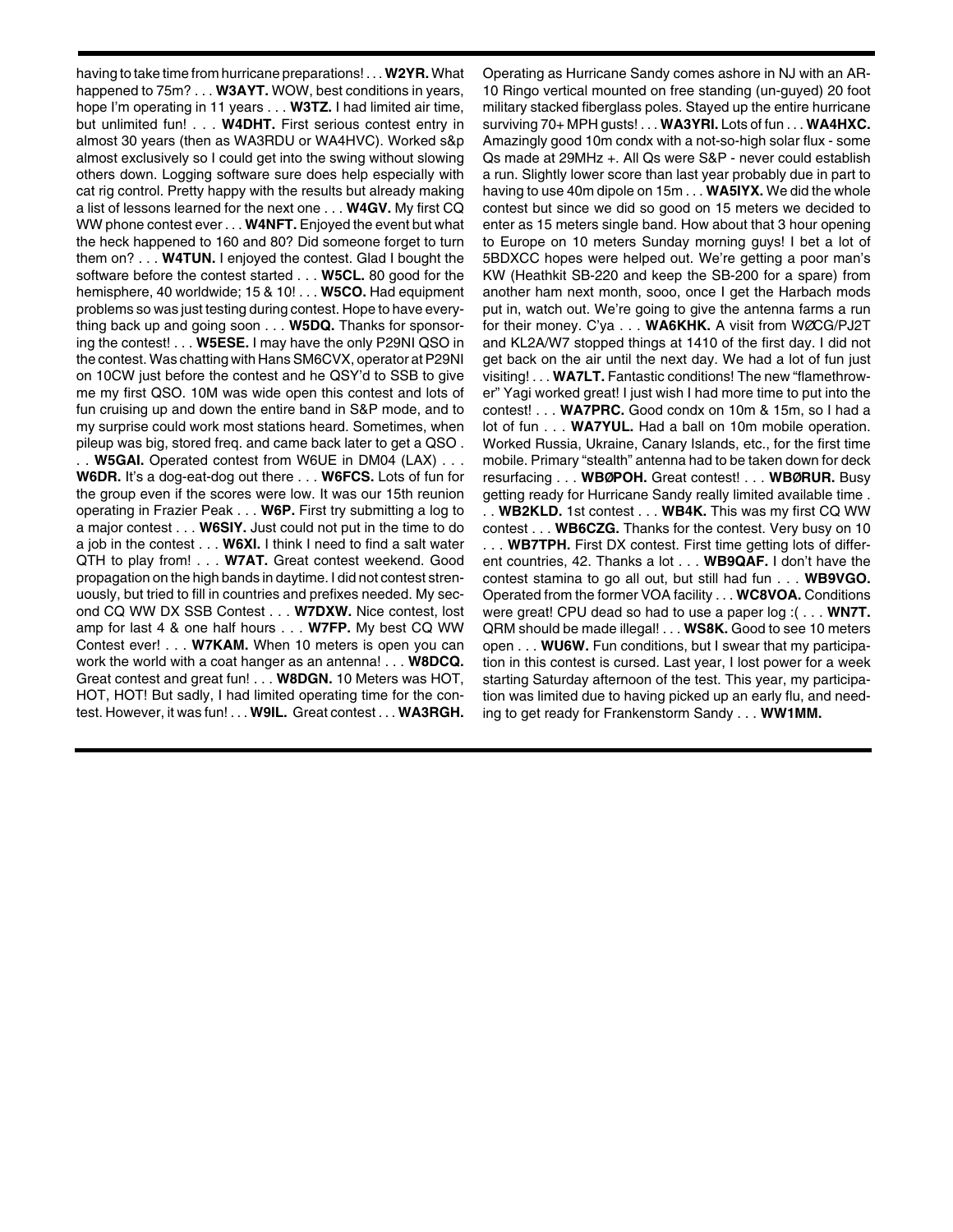having to take time from hurricane preparations! . . . **W2YR.** What happened to 75m? . . . **W3AYT.** WOW, best conditions in years, hope I'm operating in 11 years . . . **W3TZ.** I had limited air time, but unlimited fun! . . . **W4DHT.** First serious contest entry in almost 30 years (then as WA3RDU or WA4HVC). Worked s&p almost exclusively so I could get into the swing without slowing others down. Logging software sure does help especially with cat rig control. Pretty happy with the results but already making a list of lessons learned for the next one . . . **W4GV.** My first CQ WW phone contest ever . . . **W4NFT.** Enjoyed the event but what the heck happened to 160 and 80? Did someone forget to turn them on? . . . **W4TUN.** I enjoyed the contest. Glad I bought the software before the contest started . . . **W5CL.** 80 good for the hemisphere, 40 worldwide; 15 & 10! . . . **W5CO.** Had equipment problems so was just testing during contest. Hope to have everything back up and going soon . . . **W5DQ.** Thanks for sponsoring the contest! . . . **W5ESE.** I may have the only P29NI QSO in the contest. Was chatting with Hans SM6CVX, operator at P29NI on 10CW just before the contest and he QSY'd to SSB to give me my first QSO. 10M was wide open this contest and lots of fun cruising up and down the entire band in S&P mode, and to my surprise could work most stations heard. Sometimes, when pileup was big, stored freq. and came back later to get a QSO . . . **W5GAI.** Operated contest from W6UE in DM04 (LAX) . . . **W6DR.** It's a dog-eat-dog out there . . . **W6FCS.** Lots of fun for the group even if the scores were low. It was our 15th reunion operating in Frazier Peak . . . **W6P.** First try submitting a log to a major contest . . . **W6SIY.** Just could not put in the time to do a job in the contest . . . **W6XI.** I think I need to find a salt water QTH to play from! . . . **W7AT.** Great contest weekend. Good propagation on the high bands in daytime. I did not contest strenuously, but tried to fill in countries and prefixes needed. My second CQ WW DX SSB Contest . . . **W7DXW.** Nice contest, lost amp for last 4 & one half hours . . . **W7FP.** My best CQ WW Contest ever! . . . **W7KAM.** When 10 meters is open you can work the world with a coat hanger as an antenna! . . . **W8DCQ.** Great contest and great fun! . . . **W8DGN.** 10 Meters was HOT, HOT, HOT! But sadly, I had limited operating time for the contest. However, it was fun! . . . **W9IL.** Great contest . . . **WA3RGH.** Operating as Hurricane Sandy comes ashore in NJ with an AR-10 Ringo vertical mounted on free standing (un-guyed) 20 foot military stacked fiberglass poles. Stayed up the entire hurricane surviving 70+ MPH gusts! . . . **WA3YRI.** Lots of fun . . . **WA4HXC.** Amazingly good 10m condx with a not-so-high solar flux - some Qs made at 29MHz +. All Qs were S&P - never could establish a run. Slightly lower score than last year probably due in part to having to use 40m dipole on 15m . . . **WA5IYX.** We did the whole contest but since we did so good on 15 meters we decided to enter as 15 meters single band. How about that 3 hour opening to Europe on 10 meters Sunday morning guys! I bet a lot of 5BDXCC hopes were helped out. We're getting a poor man's KW (Heathkit SB-220 and keep the SB-200 for a spare) from another ham next month, sooo, once I get the Harbach mods put in, watch out. We're going to give the antenna farms a run for their money. C'ya . . . **WA6KHK.** A visit from WØCG/PJ2T and KL2A/W7 stopped things at 1410 of the first day. I did not get back on the air until the next day. We had a lot of fun just visiting! . . . **WA7LT.** Fantastic conditions! The new "flamethrower" Yagi worked great! I just wish I had more time to put into the contest! . . . **WA7PRC.** Good condx on 10m & 15m, so I had a lot of fun . . . **WA7YUL.** Had a ball on 10m mobile operation. Worked Russia, Ukraine, Canary Islands, etc., for the first time mobile. Primary "stealth" antenna had to be taken down for deck resurfacing . . . **WBØPOH.** Great contest! . . . **WBØRUR.** Busy getting ready for Hurricane Sandy really limited available time . . . **WB2KLD.** 1st contest . . . **WB4K.** This was my first CQ WW contest . . . **WB6CZG.** Thanks for the contest. Very busy on 10 . . . **WB7TPH.** First DX contest. First time getting lots of different countries, 42. Thanks a lot . . . **WB9QAF.** I don't have the contest stamina to go all out, but still had fun . . . **WB9VGO.** Operated from the former VOA facility . . . **WC8VOA.** Conditions were great! CPU dead so had to use a paper log :( . . . **WN7T.** QRM should be made illegal! . . . **WS8K.** Good to see 10 meters open . . . **WU6W.** Fun conditions, but I swear that my participation in this contest is cursed. Last year, I lost power for a week starting Saturday afternoon of the test. This year, my participation was limited due to having picked up an early flu, and needing to get ready for Frankenstorm Sandy . . . **WW1MM.**